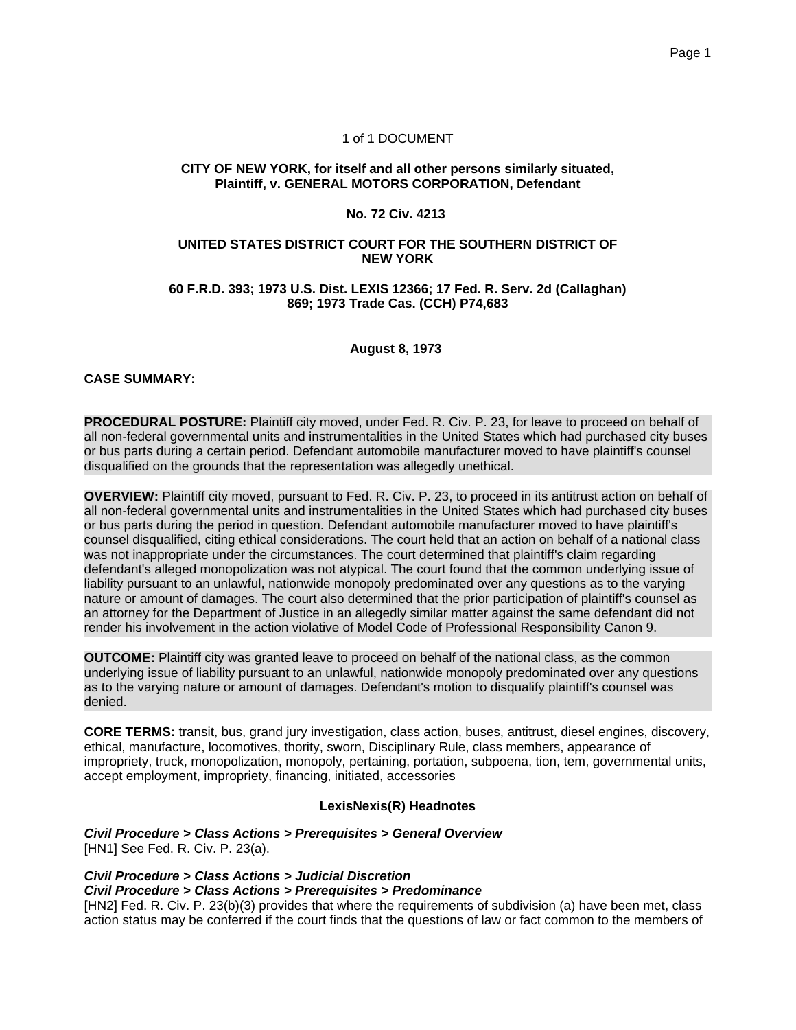1 of 1 DOCUMENT

**CITY OF NEW YORK, for itself and all other persons similarly situated, Plaintiff, v. GENERAL MOTORS CORPORATION, Defendant**

**No. 72 Civ. 4213**

**UNITED STATES DISTRICT COURT FOR THE SOUTHERN DISTRICT OF NEW YORK**

**60 F.R.D. 393; 1973 U.S. Dist. LEXIS 12366; 17 Fed. R. Serv. 2d (Callaghan) 869; 1973 Trade Cas. (CCH) P74,683**

**August 8, 1973**

**CASE SUMMARY:**

**PROCEDURAL POSTURE:** Plaintiff city moved, under Fed. R. Civ. P. 23, for leave to proceed on behalf of all non-federal governmental units and instrumentalities in the United States which had purchased city buses or bus parts during a certain period. Defendant automobile manufacturer moved to have plaintiff's counsel disqualified on the grounds that the representation was allegedly unethical.

**OVERVIEW:** Plaintiff city moved, pursuant to Fed. R. Civ. P. 23, to proceed in its antitrust action on behalf of all non-federal governmental units and instrumentalities in the United States which had purchased city buses or bus parts during the period in question. Defendant automobile manufacturer moved to have plaintiff's counsel disqualified, citing ethical considerations. The court held that an action on behalf of a national class was not inappropriate under the circumstances. The court determined that plaintiff's claim regarding defendant's alleged monopolization was not atypical. The court found that the common underlying issue of liability pursuant to an unlawful, nationwide monopoly predominated over any questions as to the varying nature or amount of damages. The court also determined that the prior participation of plaintiff's counsel as an attorney for the Department of Justice in an allegedly similar matter against the same defendant did not render his involvement in the action violative of Model Code of Professional Responsibility Canon 9.

**OUTCOME:** Plaintiff city was granted leave to proceed on behalf of the national class, as the common underlying issue of liability pursuant to an unlawful, nationwide monopoly predominated over any questions as to the varying nature or amount of damages. Defendant's motion to disqualify plaintiff's counsel was denied.

**CORE TERMS:** transit, bus, grand jury investigation, class action, buses, antitrust, diesel engines, discovery, ethical, manufacture, locomotives, thority, sworn, Disciplinary Rule, class members, appearance of impropriety, truck, monopolization, monopoly, pertaining, portation, subpoena, tion, tem, governmental units, accept employment, impropriety, financing, initiated, accessories

## LexisNexis(R) Headnotes

***Civil Procedure > Class Actions > Prerequisites > General Overview***
[HN1] See Fed. R. Civ. P. 23(a).

***Civil Procedure > Class Actions > Judicial Discretion***
***Civil Procedure > Class Actions > Prerequisites > Predominance***
[HN2] Fed. R. Civ. P. 23(b)(3) provides that where the requirements of subdivision (a) have been met, class action status may be conferred if the court finds that the questions of law or fact common to the members of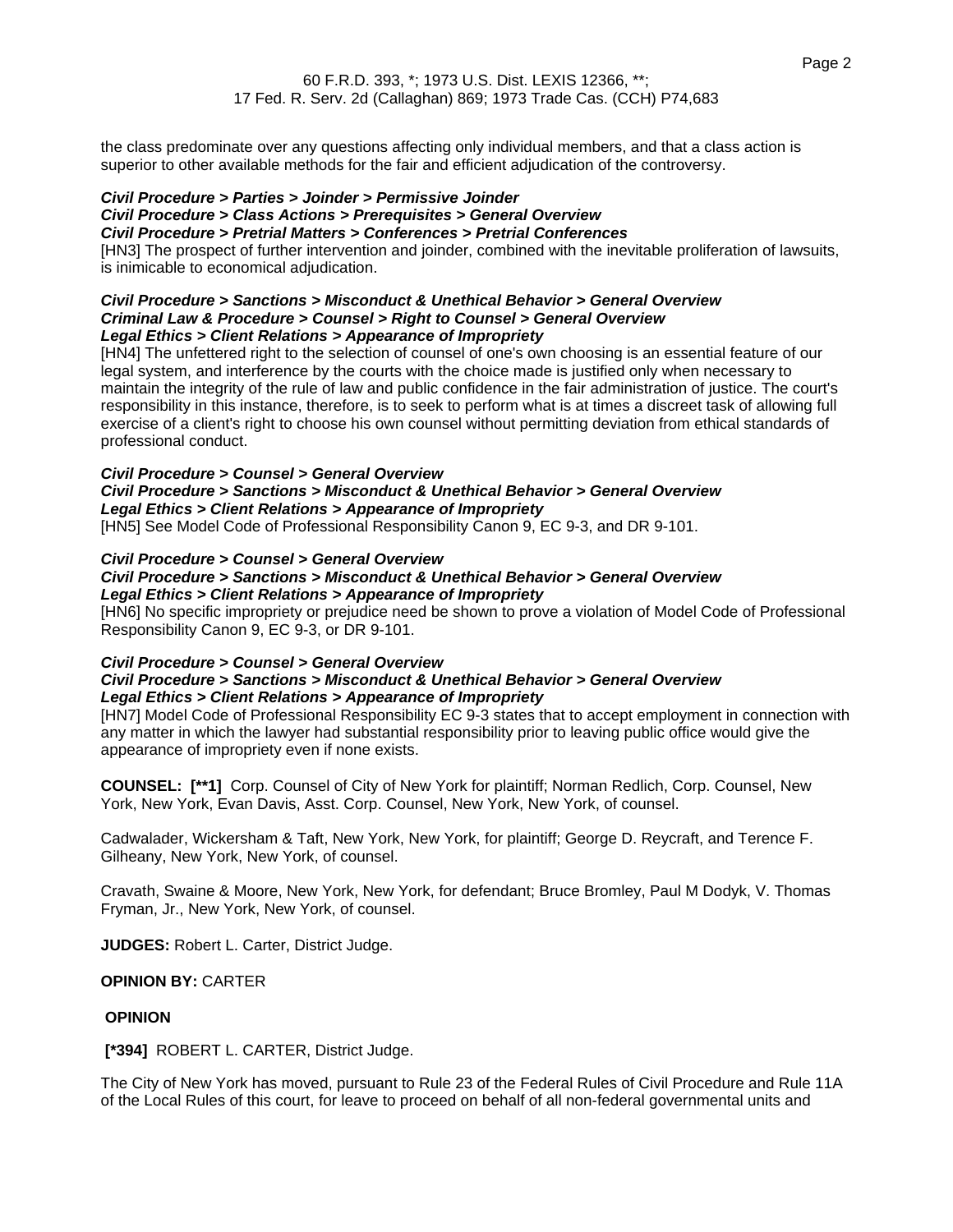the class predominate over any questions affecting only individual members, and that a class action is superior to other available methods for the fair and efficient adjudication of the controversy.

***Civil Procedure > Parties > Joinder > Permissive Joinder***
***Civil Procedure > Class Actions > Prerequisites > General Overview***
***Civil Procedure > Pretrial Matters > Conferences > Pretrial Conferences***

[HN3] The prospect of further intervention and joinder, combined with the inevitable proliferation of lawsuits, is inimicable to economical adjudication.

***Civil Procedure > Sanctions > Misconduct & Unethical Behavior > General Overview***
***Criminal Law & Procedure > Counsel > Right to Counsel > General Overview***
***Legal Ethics > Client Relations > Appearance of Impropriety***

[HN4] The unfettered right to the selection of counsel of one's own choosing is an essential feature of our legal system, and interference by the courts with the choice made is justified only when necessary to maintain the integrity of the rule of law and public confidence in the fair administration of justice. The court's responsibility in this instance, therefore, is to seek to perform what is at times a discreet task of allowing full exercise of a client's right to choose his own counsel without permitting deviation from ethical standards of professional conduct.

***Civil Procedure > Counsel > General Overview***
***Civil Procedure > Sanctions > Misconduct & Unethical Behavior > General Overview***
***Legal Ethics > Client Relations > Appearance of Impropriety***

[HN5] See Model Code of Professional Responsibility Canon 9, EC 9-3, and DR 9-101.

***Civil Procedure > Counsel > General Overview***
***Civil Procedure > Sanctions > Misconduct & Unethical Behavior > General Overview***
***Legal Ethics > Client Relations > Appearance of Impropriety***

[HN6] No specific impropriety or prejudice need be shown to prove a violation of Model Code of Professional Responsibility Canon 9, EC 9-3, or DR 9-101.

***Civil Procedure > Counsel > General Overview***
***Civil Procedure > Sanctions > Misconduct & Unethical Behavior > General Overview***
***Legal Ethics > Client Relations > Appearance of Impropriety***

[HN7] Model Code of Professional Responsibility EC 9-3 states that to accept employment in connection with any matter in which the lawyer had substantial responsibility prior to leaving public office would give the appearance of impropriety even if none exists.

**COUNSEL:** **[**1]** Corp. Counsel of City of New York for plaintiff; Norman Redlich, Corp. Counsel, New York, New York, Evan Davis, Asst. Corp. Counsel, New York, New York, of counsel.

Cadwalader, Wickersham & Taft, New York, New York, for plaintiff; George D. Reycraft, and Terence F. Gilheany, New York, New York, of counsel.

Cravath, Swaine & Moore, New York, New York, for defendant; Bruce Bromley, Paul M Dodyk, V. Thomas Fryman, Jr., New York, New York, of counsel.

**JUDGES:** Robert L. Carter, District Judge.

**OPINION BY:** CARTER

**OPINION**

**[*394]** ROBERT L. CARTER, District Judge.

The City of New York has moved, pursuant to Rule 23 of the Federal Rules of Civil Procedure and Rule 11A of the Local Rules of this court, for leave to proceed on behalf of all non-federal governmental units and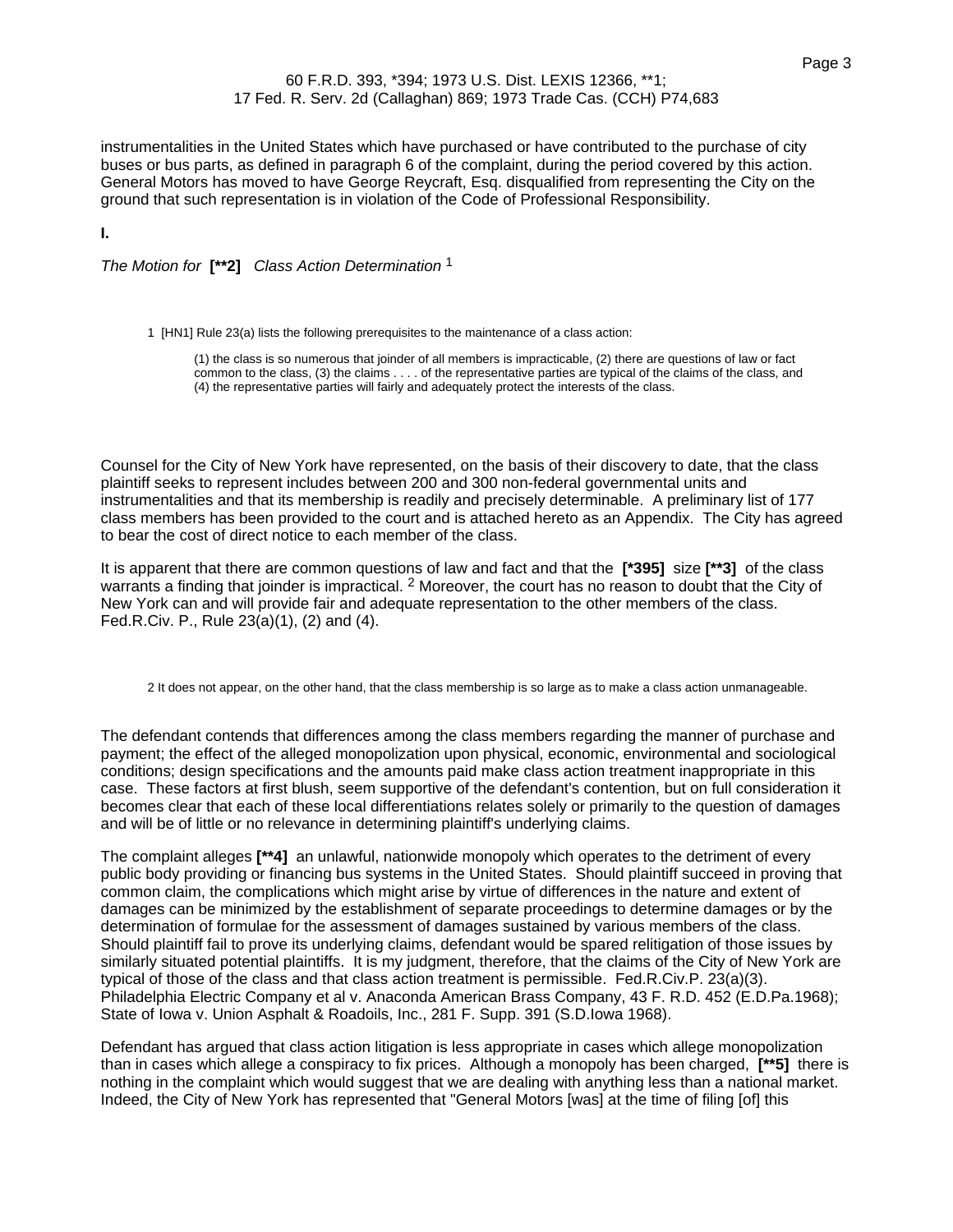instrumentalities in the United States which have purchased or have contributed to the purchase of city buses or bus parts, as defined in paragraph 6 of the complaint, during the period covered by this action. General Motors has moved to have George Reycraft, Esq. disqualified from representing the City on the ground that such representation is in violation of the Code of Professional Responsibility.

**I.**

*The Motion for* **[**2]** *Class Action Determination* [1]

> 1 [HN1] Rule 23(a) lists the following prerequisites to the maintenance of a class action:
>
> > (1) the class is so numerous that joinder of all members is impracticable, (2) there are questions of law or fact common to the class, (3) the claims . . . . of the representative parties are typical of the claims of the class, and (4) the representative parties will fairly and adequately protect the interests of the class.

Counsel for the City of New York have represented, on the basis of their discovery to date, that the class plaintiff seeks to represent includes between 200 and 300 non-federal governmental units and instrumentalities and that its membership is readily and precisely determinable. A preliminary list of 177 class members has been provided to the court and is attached hereto as an Appendix. The City has agreed to bear the cost of direct notice to each member of the class.

It is apparent that there are common questions of law and fact and that the **[*395]** size **[**3]** of the class warrants a finding that joinder is impractical. [2] Moreover, the court has no reason to doubt that the City of New York can and will provide fair and adequate representation to the other members of the class. Fed.R.Civ. P., Rule 23(a)(1), (2) and (4).

> 2 It does not appear, on the other hand, that the class membership is so large as to make a class action unmanageable.

The defendant contends that differences among the class members regarding the manner of purchase and payment; the effect of the alleged monopolization upon physical, economic, environmental and sociological conditions; design specifications and the amounts paid make class action treatment inappropriate in this case. These factors at first blush, seem supportive of the defendant's contention, but on full consideration it becomes clear that each of these local differentiations relates solely or primarily to the question of damages and will be of little or no relevance in determining plaintiff's underlying claims.

The complaint alleges **[**4]** an unlawful, nationwide monopoly which operates to the detriment of every public body providing or financing bus systems in the United States. Should plaintiff succeed in proving that common claim, the complications which might arise by virtue of differences in the nature and extent of damages can be minimized by the establishment of separate proceedings to determine damages or by the determination of formulae for the assessment of damages sustained by various members of the class. Should plaintiff fail to prove its underlying claims, defendant would be spared relitigation of those issues by similarly situated potential plaintiffs. It is my judgment, therefore, that the claims of the City of New York are typical of those of the class and that class action treatment is permissible. Fed.R.Civ.P. 23(a)(3). Philadelphia Electric Company et al v. Anaconda American Brass Company, 43 F. R.D. 452 (E.D.Pa.1968); State of Iowa v. Union Asphalt & Roadoils, Inc., 281 F. Supp. 391 (S.D.Iowa 1968).

Defendant has argued that class action litigation is less appropriate in cases which allege monopolization than in cases which allege a conspiracy to fix prices. Although a monopoly has been charged, **[**5]** there is nothing in the complaint which would suggest that we are dealing with anything less than a national market. Indeed, the City of New York has represented that "General Motors [was] at the time of filing [of] this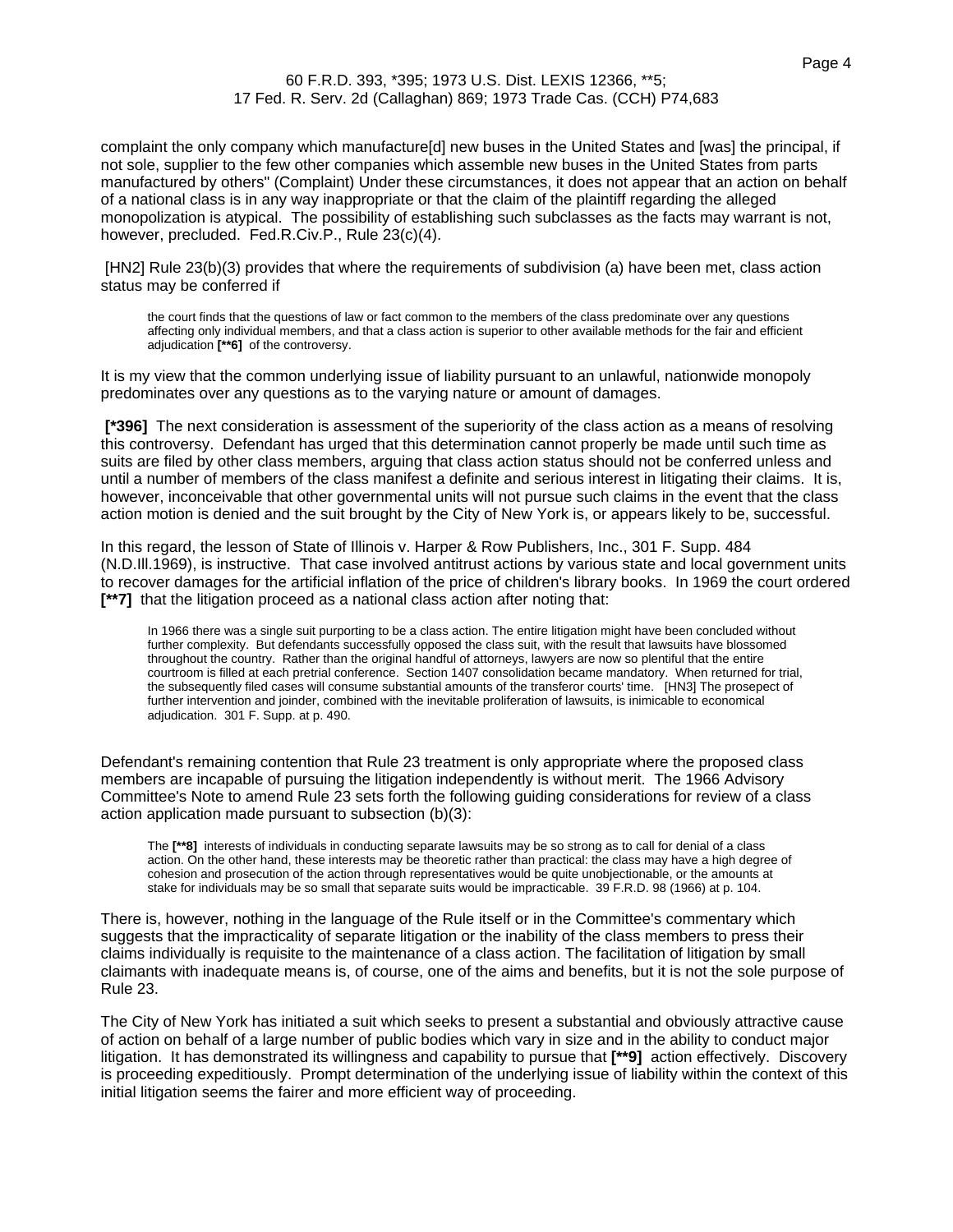complaint the only company which manufacture[d] new buses in the United States and [was] the principal, if not sole, supplier to the few other companies which assemble new buses in the United States from parts manufactured by others" (Complaint) Under these circumstances, it does not appear that an action on behalf of a national class is in any way inappropriate or that the claim of the plaintiff regarding the alleged monopolization is atypical. The possibility of establishing such subclasses as the facts may warrant is not, however, precluded. Fed.R.Civ.P., Rule 23(c)(4).

[HN2] Rule 23(b)(3) provides that where the requirements of subdivision (a) have been met, class action status may be conferred if

> the court finds that the questions of law or fact common to the members of the class predominate over any questions affecting only individual members, and that a class action is superior to other available methods for the fair and efficient adjudication **[**6]** of the controversy.

It is my view that the common underlying issue of liability pursuant to an unlawful, nationwide monopoly predominates over any questions as to the varying nature or amount of damages.

**[*396]** The next consideration is assessment of the superiority of the class action as a means of resolving this controversy. Defendant has urged that this determination cannot properly be made until such time as suits are filed by other class members, arguing that class action status should not be conferred unless and until a number of members of the class manifest a definite and serious interest in litigating their claims. It is, however, inconceivable that other governmental units will not pursue such claims in the event that the class action motion is denied and the suit brought by the City of New York is, or appears likely to be, successful.

In this regard, the lesson of State of Illinois v. Harper & Row Publishers, Inc., 301 F. Supp. 484 (N.D.Ill.1969), is instructive. That case involved antitrust actions by various state and local government units to recover damages for the artificial inflation of the price of children's library books. In 1969 the court ordered **[**7]** that the litigation proceed as a national class action after noting that:

> In 1966 there was a single suit purporting to be a class action. The entire litigation might have been concluded without further complexity. But defendants successfully opposed the class suit, with the result that lawsuits have blossomed throughout the country. Rather than the original handful of attorneys, lawyers are now so plentiful that the entire courtroom is filled at each pretrial conference. Section 1407 consolidation became mandatory. When returned for trial, the subsequently filed cases will consume substantial amounts of the transferor courts' time. [HN3] The prosepect of further intervention and joinder, combined with the inevitable proliferation of lawsuits, is inimicable to economical adjudication. 301 F. Supp. at p. 490.

Defendant's remaining contention that Rule 23 treatment is only appropriate where the proposed class members are incapable of pursuing the litigation independently is without merit. The 1966 Advisory Committee's Note to amend Rule 23 sets forth the following guiding considerations for review of a class action application made pursuant to subsection (b)(3):

> The **[**8]** interests of individuals in conducting separate lawsuits may be so strong as to call for denial of a class action. On the other hand, these interests may be theoretic rather than practical: the class may have a high degree of cohesion and prosecution of the action through representatives would be quite unobjectionable, or the amounts at stake for individuals may be so small that separate suits would be impracticable. 39 F.R.D. 98 (1966) at p. 104.

There is, however, nothing in the language of the Rule itself or in the Committee's commentary which suggests that the impracticality of separate litigation or the inability of the class members to press their claims individually is requisite to the maintenance of a class action. The facilitation of litigation by small claimants with inadequate means is, of course, one of the aims and benefits, but it is not the sole purpose of Rule 23.

The City of New York has initiated a suit which seeks to present a substantial and obviously attractive cause of action on behalf of a large number of public bodies which vary in size and in the ability to conduct major litigation. It has demonstrated its willingness and capability to pursue that **[**9]** action effectively. Discovery is proceeding expeditiously. Prompt determination of the underlying issue of liability within the context of this initial litigation seems the fairer and more efficient way of proceeding.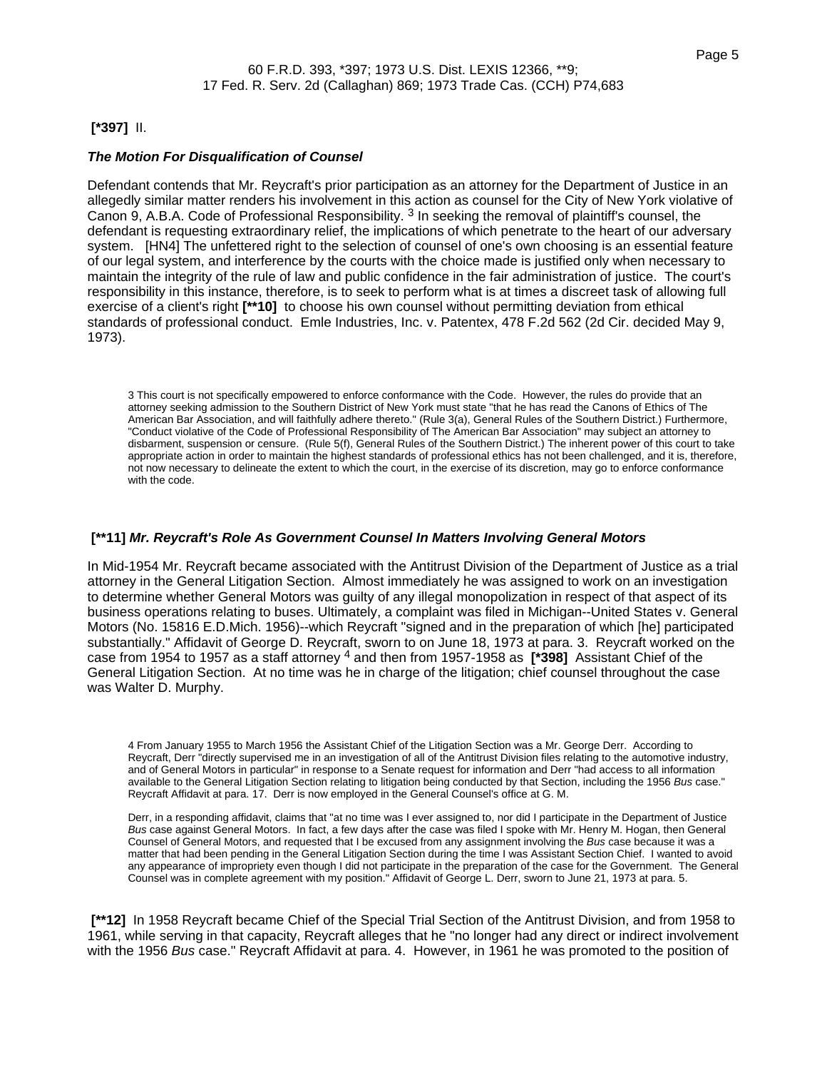**[*397]** II.

***The Motion For Disqualification of Counsel***

Defendant contends that Mr. Reycraft's prior participation as an attorney for the Department of Justice in an allegedly similar matter renders his involvement in this action as counsel for the City of New York violative of Canon 9, A.B.A. Code of Professional Responsibility. [3] In seeking the removal of plaintiff's counsel, the defendant is requesting extraordinary relief, the implications of which penetrate to the heart of our adversary system. [HN4] The unfettered right to the selection of counsel of one's own choosing is an essential feature of our legal system, and interference by the courts with the choice made is justified only when necessary to maintain the integrity of the rule of law and public confidence in the fair administration of justice. The court's responsibility in this instance, therefore, is to seek to perform what is at times a discreet task of allowing full exercise of a client's right **[**10]** to choose his own counsel without permitting deviation from ethical standards of professional conduct. Emle Industries, Inc. v. Patentex, 478 F.2d 562 (2d Cir. decided May 9, 1973).

3 This court is not specifically empowered to enforce conformance with the Code. However, the rules do provide that an attorney seeking admission to the Southern District of New York must state "that he has read the Canons of Ethics of The American Bar Association, and will faithfully adhere thereto." (Rule 3(a), General Rules of the Southern District.) Furthermore, "Conduct violative of the Code of Professional Responsibility of The American Bar Association" may subject an attorney to disbarment, suspension or censure. (Rule 5(f), General Rules of the Southern District.) The inherent power of this court to take appropriate action in order to maintain the highest standards of professional ethics has not been challenged, and it is, therefore, not now necessary to delineate the extent to which the court, in the exercise of its discretion, may go to enforce conformance with the code.

**[**11]** ***Mr. Reycraft's Role As Government Counsel In Matters Involving General Motors***

In Mid-1954 Mr. Reycraft became associated with the Antitrust Division of the Department of Justice as a trial attorney in the General Litigation Section. Almost immediately he was assigned to work on an investigation to determine whether General Motors was guilty of any illegal monopolization in respect of that aspect of its business operations relating to buses. Ultimately, a complaint was filed in Michigan--United States v. General Motors (No. 15816 E.D.Mich. 1956)--which Reycraft "signed and in the preparation of which [he] participated substantially." Affidavit of George D. Reycraft, sworn to on June 18, 1973 at para. 3. Reycraft worked on the case from 1954 to 1957 as a staff attorney [4] and then from 1957-1958 as **[*398]** Assistant Chief of the General Litigation Section. At no time was he in charge of the litigation; chief counsel throughout the case was Walter D. Murphy.

4 From January 1955 to March 1956 the Assistant Chief of the Litigation Section was a Mr. George Derr. According to Reycraft, Derr "directly supervised me in an investigation of all of the Antitrust Division files relating to the automotive industry, and of General Motors in particular" in response to a Senate request for information and Derr "had access to all information available to the General Litigation Section relating to litigation being conducted by that Section, including the 1956 *Bus* case." Reycraft Affidavit at para. 17. Derr is now employed in the General Counsel's office at G. M.

Derr, in a responding affidavit, claims that "at no time was I ever assigned to, nor did I participate in the Department of Justice *Bus* case against General Motors. In fact, a few days after the case was filed I spoke with Mr. Henry M. Hogan, then General Counsel of General Motors, and requested that I be excused from any assignment involving the *Bus* case because it was a matter that had been pending in the General Litigation Section during the time I was Assistant Section Chief. I wanted to avoid any appearance of impropriety even though I did not participate in the preparation of the case for the Government. The General Counsel was in complete agreement with my position." Affidavit of George L. Derr, sworn to June 21, 1973 at para. 5.

**[**12]** In 1958 Reycraft became Chief of the Special Trial Section of the Antitrust Division, and from 1958 to 1961, while serving in that capacity, Reycraft alleges that he "no longer had any direct or indirect involvement with the 1956 *Bus* case." Reycraft Affidavit at para. 4. However, in 1961 he was promoted to the position of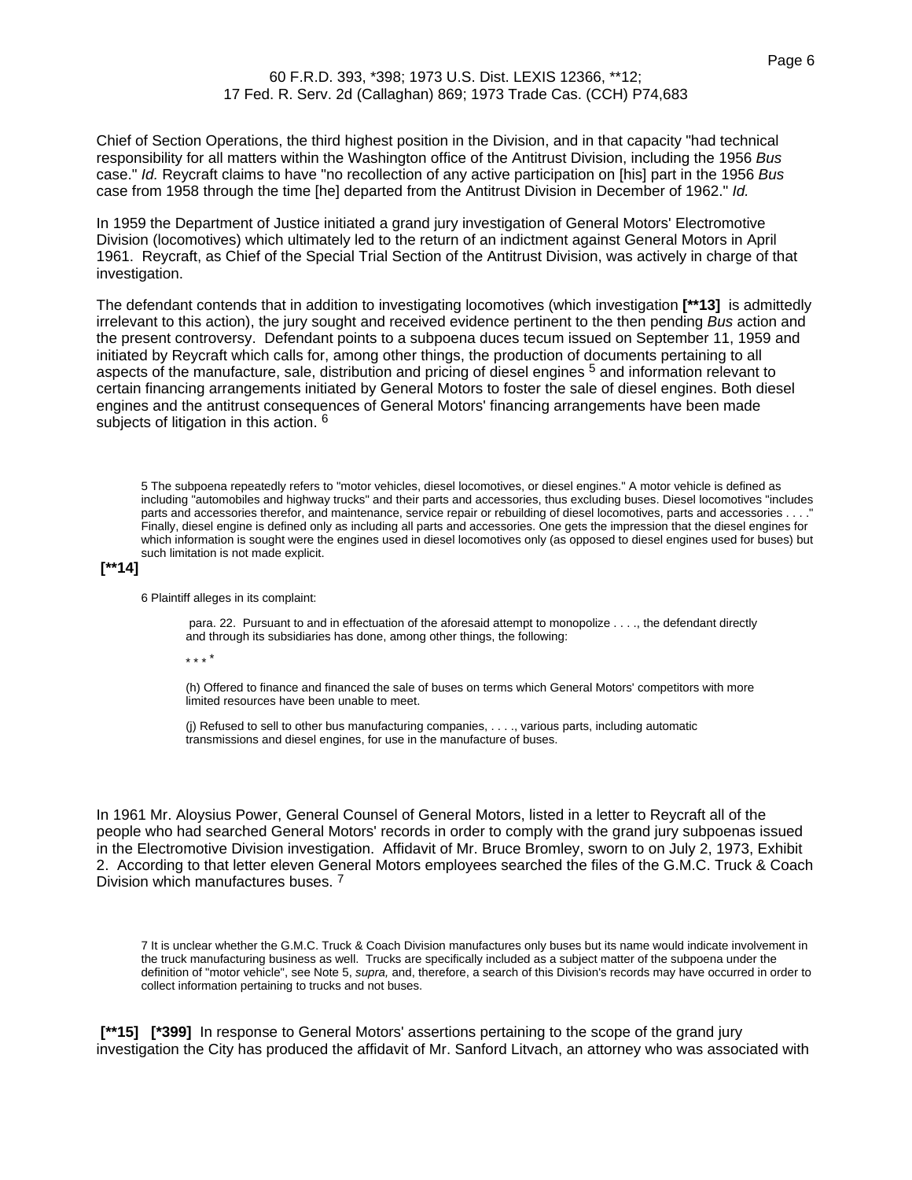Chief of Section Operations, the third highest position in the Division, and in that capacity "had technical responsibility for all matters within the Washington office of the Antitrust Division, including the 1956 *Bus* case." *Id.* Reycraft claims to have "no recollection of any active participation on [his] part in the 1956 *Bus* case from 1958 through the time [he] departed from the Antitrust Division in December of 1962." *Id.*

In 1959 the Department of Justice initiated a grand jury investigation of General Motors' Electromotive Division (locomotives) which ultimately led to the return of an indictment against General Motors in April 1961. Reycraft, as Chief of the Special Trial Section of the Antitrust Division, was actively in charge of that investigation.

The defendant contends that in addition to investigating locomotives (which investigation **[**13]** is admittedly irrelevant to this action), the jury sought and received evidence pertinent to the then pending *Bus* action and the present controversy. Defendant points to a subpoena duces tecum issued on September 11, 1959 and initiated by Reycraft which calls for, among other things, the production of documents pertaining to all aspects of the manufacture, sale, distribution and pricing of diesel engines [5] and information relevant to certain financing arrangements initiated by General Motors to foster the sale of diesel engines. Both diesel engines and the antitrust consequences of General Motors' financing arrangements have been made subjects of litigation in this action. [6]

5 The subpoena repeatedly refers to "motor vehicles, diesel locomotives, or diesel engines." A motor vehicle is defined as including "automobiles and highway trucks" and their parts and accessories, thus excluding buses. Diesel locomotives "includes parts and accessories therefor, and maintenance, service repair or rebuilding of diesel locomotives, parts and accessories . . . ." Finally, diesel engine is defined only as including all parts and accessories. One gets the impression that the diesel engines for which information is sought were the engines used in diesel locomotives only (as opposed to diesel engines used for buses) but such limitation is not made explicit.

**[**14]**

6 Plaintiff alleges in its complaint:

> para. 22. Pursuant to and in effectuation of the aforesaid attempt to monopolize . . . ., the defendant directly and through its subsidiaries has done, among other things, the following:
>
> * * * *
>
> (h) Offered to finance and financed the sale of buses on terms which General Motors' competitors with more limited resources have been unable to meet.
>
> (j) Refused to sell to other bus manufacturing companies, . . . ., various parts, including automatic transmissions and diesel engines, for use in the manufacture of buses.

In 1961 Mr. Aloysius Power, General Counsel of General Motors, listed in a letter to Reycraft all of the people who had searched General Motors' records in order to comply with the grand jury subpoenas issued in the Electromotive Division investigation. Affidavit of Mr. Bruce Bromley, sworn to on July 2, 1973, Exhibit 2. According to that letter eleven General Motors employees searched the files of the G.M.C. Truck & Coach Division which manufactures buses. [7]

7 It is unclear whether the G.M.C. Truck & Coach Division manufactures only buses but its name would indicate involvement in the truck manufacturing business as well. Trucks are specifically included as a subject matter of the subpoena under the definition of "motor vehicle", see Note 5, *supra,* and, therefore, a search of this Division's records may have occurred in order to collect information pertaining to trucks and not buses.

**[**15]** **[*399]** In response to General Motors' assertions pertaining to the scope of the grand jury investigation the City has produced the affidavit of Mr. Sanford Litvach, an attorney who was associated with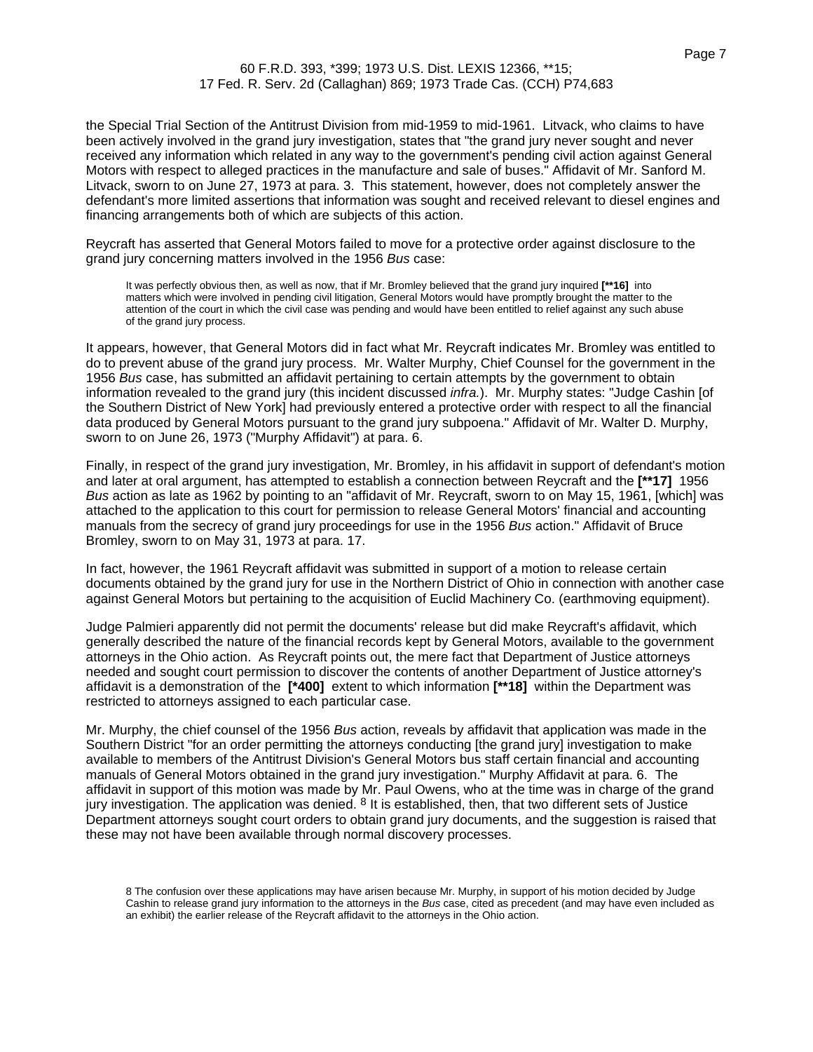the Special Trial Section of the Antitrust Division from mid-1959 to mid-1961. Litvack, who claims to have been actively involved in the grand jury investigation, states that "the grand jury never sought and never received any information which related in any way to the government's pending civil action against General Motors with respect to alleged practices in the manufacture and sale of buses." Affidavit of Mr. Sanford M. Litvack, sworn to on June 27, 1973 at para. 3. This statement, however, does not completely answer the defendant's more limited assertions that information was sought and received relevant to diesel engines and financing arrangements both of which are subjects of this action.

Reycraft has asserted that General Motors failed to move for a protective order against disclosure to the grand jury concerning matters involved in the 1956 *Bus* case:

> It was perfectly obvious then, as well as now, that if Mr. Bromley believed that the grand jury inquired **[**16]** into matters which were involved in pending civil litigation, General Motors would have promptly brought the matter to the attention of the court in which the civil case was pending and would have been entitled to relief against any such abuse of the grand jury process.

It appears, however, that General Motors did in fact what Mr. Reycraft indicates Mr. Bromley was entitled to do to prevent abuse of the grand jury process. Mr. Walter Murphy, Chief Counsel for the government in the 1956 *Bus* case, has submitted an affidavit pertaining to certain attempts by the government to obtain information revealed to the grand jury (this incident discussed *infra.*). Mr. Murphy states: "Judge Cashin [of the Southern District of New York] had previously entered a protective order with respect to all the financial data produced by General Motors pursuant to the grand jury subpoena." Affidavit of Mr. Walter D. Murphy, sworn to on June 26, 1973 ("Murphy Affidavit") at para. 6.

Finally, in respect of the grand jury investigation, Mr. Bromley, in his affidavit in support of defendant's motion and later at oral argument, has attempted to establish a connection between Reycraft and the **[**17]** 1956 *Bus* action as late as 1962 by pointing to an "affidavit of Mr. Reycraft, sworn to on May 15, 1961, [which] was attached to the application to this court for permission to release General Motors' financial and accounting manuals from the secrecy of grand jury proceedings for use in the 1956 *Bus* action." Affidavit of Bruce Bromley, sworn to on May 31, 1973 at para. 17.

In fact, however, the 1961 Reycraft affidavit was submitted in support of a motion to release certain documents obtained by the grand jury for use in the Northern District of Ohio in connection with another case against General Motors but pertaining to the acquisition of Euclid Machinery Co. (earthmoving equipment).

Judge Palmieri apparently did not permit the documents' release but did make Reycraft's affidavit, which generally described the nature of the financial records kept by General Motors, available to the government attorneys in the Ohio action. As Reycraft points out, the mere fact that Department of Justice attorneys needed and sought court permission to discover the contents of another Department of Justice attorney's affidavit is a demonstration of the **[*400]** extent to which information **[**18]** within the Department was restricted to attorneys assigned to each particular case.

Mr. Murphy, the chief counsel of the 1956 *Bus* action, reveals by affidavit that application was made in the Southern District "for an order permitting the attorneys conducting [the grand jury] investigation to make available to members of the Antitrust Division's General Motors bus staff certain financial and accounting manuals of General Motors obtained in the grand jury investigation." Murphy Affidavit at para. 6. The affidavit in support of this motion was made by Mr. Paul Owens, who at the time was in charge of the grand jury investigation. The application was denied. [8] It is established, then, that two different sets of Justice Department attorneys sought court orders to obtain grand jury documents, and the suggestion is raised that these may not have been available through normal discovery processes.

8 The confusion over these applications may have arisen because Mr. Murphy, in support of his motion decided by Judge Cashin to release grand jury information to the attorneys in the *Bus* case, cited as precedent (and may have even included as an exhibit) the earlier release of the Reycraft affidavit to the attorneys in the Ohio action.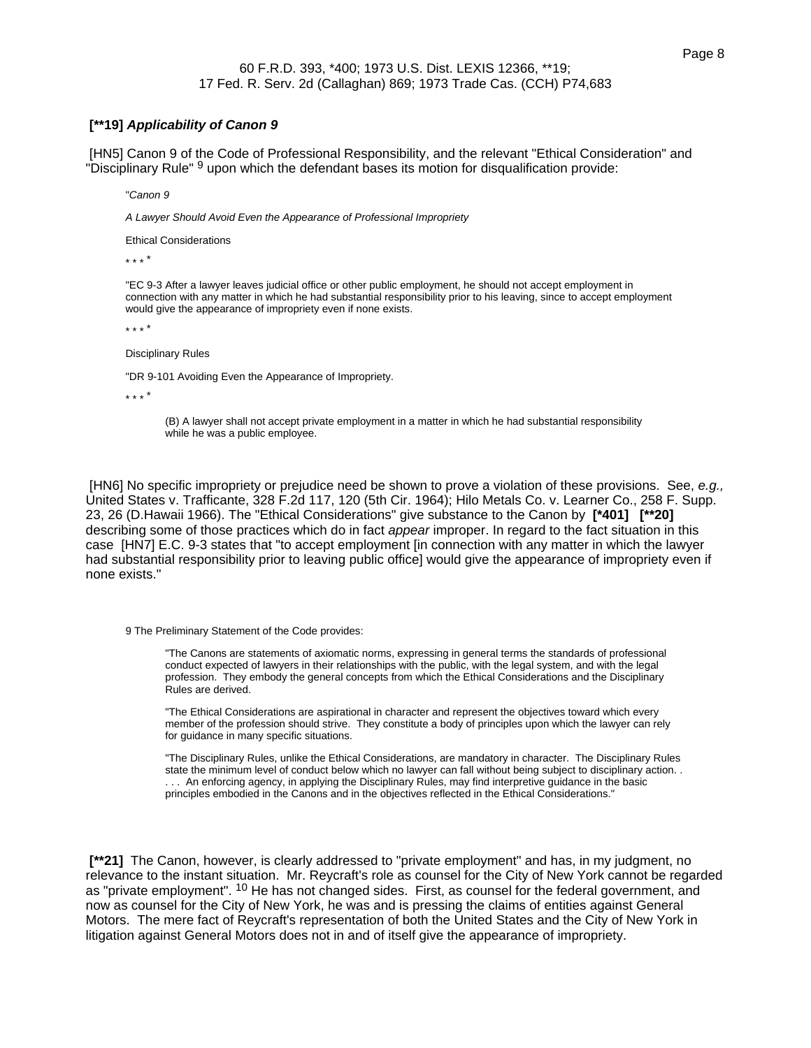**[**19] *Applicability of Canon 9***

[HN5] Canon 9 of the Code of Professional Responsibility, and the relevant "Ethical Consideration" and "Disciplinary Rule" [9] upon which the defendant bases its motion for disqualification provide:

> "*Canon 9*
>
> *A Lawyer Should Avoid Even the Appearance of Professional Impropriety*
>
> Ethical Considerations
>
> * * * *
>
> "EC 9-3 After a lawyer leaves judicial office or other public employment, he should not accept employment in connection with any matter in which he had substantial responsibility prior to his leaving, since to accept employment would give the appearance of impropriety even if none exists.
>
> * * * *
>
> Disciplinary Rules
>
> "DR 9-101 Avoiding Even the Appearance of Impropriety.
>
> * * * *
>
> > (B) A lawyer shall not accept private employment in a matter in which he had substantial responsibility while he was a public employee.

[HN6] No specific impropriety or prejudice need be shown to prove a violation of these provisions. See, *e.g.,* United States v. Trafficante, 328 F.2d 117, 120 (5th Cir. 1964); Hilo Metals Co. v. Learner Co., 258 F. Supp. 23, 26 (D.Hawaii 1966). The "Ethical Considerations" give substance to the Canon by **[*401] [**20]** describing some of those practices which do in fact *appear* improper. In regard to the fact situation in this case [HN7] E.C. 9-3 states that "to accept employment [in connection with any matter in which the lawyer had substantial responsibility prior to leaving public office] would give the appearance of impropriety even if none exists."

9 The Preliminary Statement of the Code provides:

> "The Canons are statements of axiomatic norms, expressing in general terms the standards of professional conduct expected of lawyers in their relationships with the public, with the legal system, and with the legal profession. They embody the general concepts from which the Ethical Considerations and the Disciplinary Rules are derived.
>
> "The Ethical Considerations are aspirational in character and represent the objectives toward which every member of the profession should strive. They constitute a body of principles upon which the lawyer can rely for guidance in many specific situations.
>
> "The Disciplinary Rules, unlike the Ethical Considerations, are mandatory in character. The Disciplinary Rules state the minimum level of conduct below which no lawyer can fall without being subject to disciplinary action. . . . . An enforcing agency, in applying the Disciplinary Rules, may find interpretive guidance in the basic principles embodied in the Canons and in the objectives reflected in the Ethical Considerations."

**[**21]** The Canon, however, is clearly addressed to "private employment" and has, in my judgment, no relevance to the instant situation. Mr. Reycraft's role as counsel for the City of New York cannot be regarded as "private employment". [10] He has not changed sides. First, as counsel for the federal government, and now as counsel for the City of New York, he was and is pressing the claims of entities against General Motors. The mere fact of Reycraft's representation of both the United States and the City of New York in litigation against General Motors does not in and of itself give the appearance of impropriety.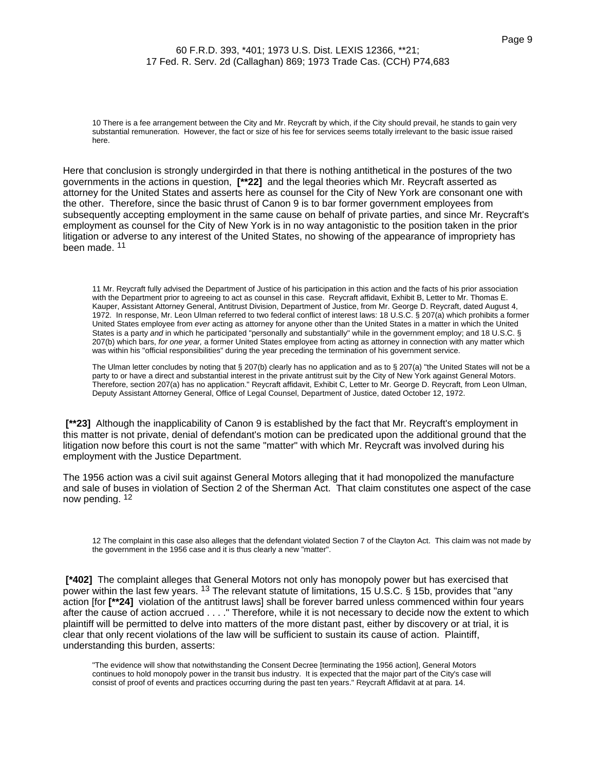10 There is a fee arrangement between the City and Mr. Reycraft by which, if the City should prevail, he stands to gain very substantial remuneration. However, the fact or size of his fee for services seems totally irrelevant to the basic issue raised here.

Here that conclusion is strongly undergirded in that there is nothing antithetical in the postures of the two governments in the actions in question, **[**22]** and the legal theories which Mr. Reycraft asserted as attorney for the United States and asserts here as counsel for the City of New York are consonant one with the other. Therefore, since the basic thrust of Canon 9 is to bar former government employees from subsequently accepting employment in the same cause on behalf of private parties, and since Mr. Reycraft's employment as counsel for the City of New York is in no way antagonistic to the position taken in the prior litigation or adverse to any interest of the United States, no showing of the appearance of impropriety has been made. [11]

11 Mr. Reycraft fully advised the Department of Justice of his participation in this action and the facts of his prior association with the Department prior to agreeing to act as counsel in this case. Reycraft affidavit, Exhibit B, Letter to Mr. Thomas E. Kauper, Assistant Attorney General, Antitrust Division, Department of Justice, from Mr. George D. Reycraft, dated August 4, 1972. In response, Mr. Leon Ulman referred to two federal conflict of interest laws: 18 U.S.C. § 207(a) which prohibits a former United States employee from *ever* acting as attorney for anyone other than the United States in a matter in which the United States is a party *and* in which he participated "personally and substantially" while in the government employ; and 18 U.S.C. § 207(b) which bars, *for one year,* a former United States employee from acting as attorney in connection with any matter which was within his "official responsibilities" during the year preceding the termination of his government service.

The Ulman letter concludes by noting that § 207(b) clearly has no application and as to § 207(a) "the United States will not be a party to or have a direct and substantial interest in the private antitrust suit by the City of New York against General Motors. Therefore, section 207(a) has no application." Reycraft affidavit, Exhibit C, Letter to Mr. George D. Reycraft, from Leon Ulman, Deputy Assistant Attorney General, Office of Legal Counsel, Department of Justice, dated October 12, 1972.

**[**23]** Although the inapplicability of Canon 9 is established by the fact that Mr. Reycraft's employment in this matter is not private, denial of defendant's motion can be predicated upon the additional ground that the litigation now before this court is not the same "matter" with which Mr. Reycraft was involved during his employment with the Justice Department.

The 1956 action was a civil suit against General Motors alleging that it had monopolized the manufacture and sale of buses in violation of Section 2 of the Sherman Act. That claim constitutes one aspect of the case now pending. [12]

12 The complaint in this case also alleges that the defendant violated Section 7 of the Clayton Act. This claim was not made by the government in the 1956 case and it is thus clearly a new "matter".

**[*402]** The complaint alleges that General Motors not only has monopoly power but has exercised that power within the last few years. [13] The relevant statute of limitations, 15 U.S.C. § 15b, provides that "any action [for **[**24]** violation of the antitrust laws] shall be forever barred unless commenced within four years after the cause of action accrued . . . ." Therefore, while it is not necessary to decide now the extent to which plaintiff will be permitted to delve into matters of the more distant past, either by discovery or at trial, it is clear that only recent violations of the law will be sufficient to sustain its cause of action. Plaintiff, understanding this burden, asserts:

> "The evidence will show that notwithstanding the Consent Decree [terminating the 1956 action], General Motors continues to hold monopoly power in the transit bus industry. It is expected that the major part of the City's case will consist of proof of events and practices occurring during the past ten years." Reycraft Affidavit at at para. 14.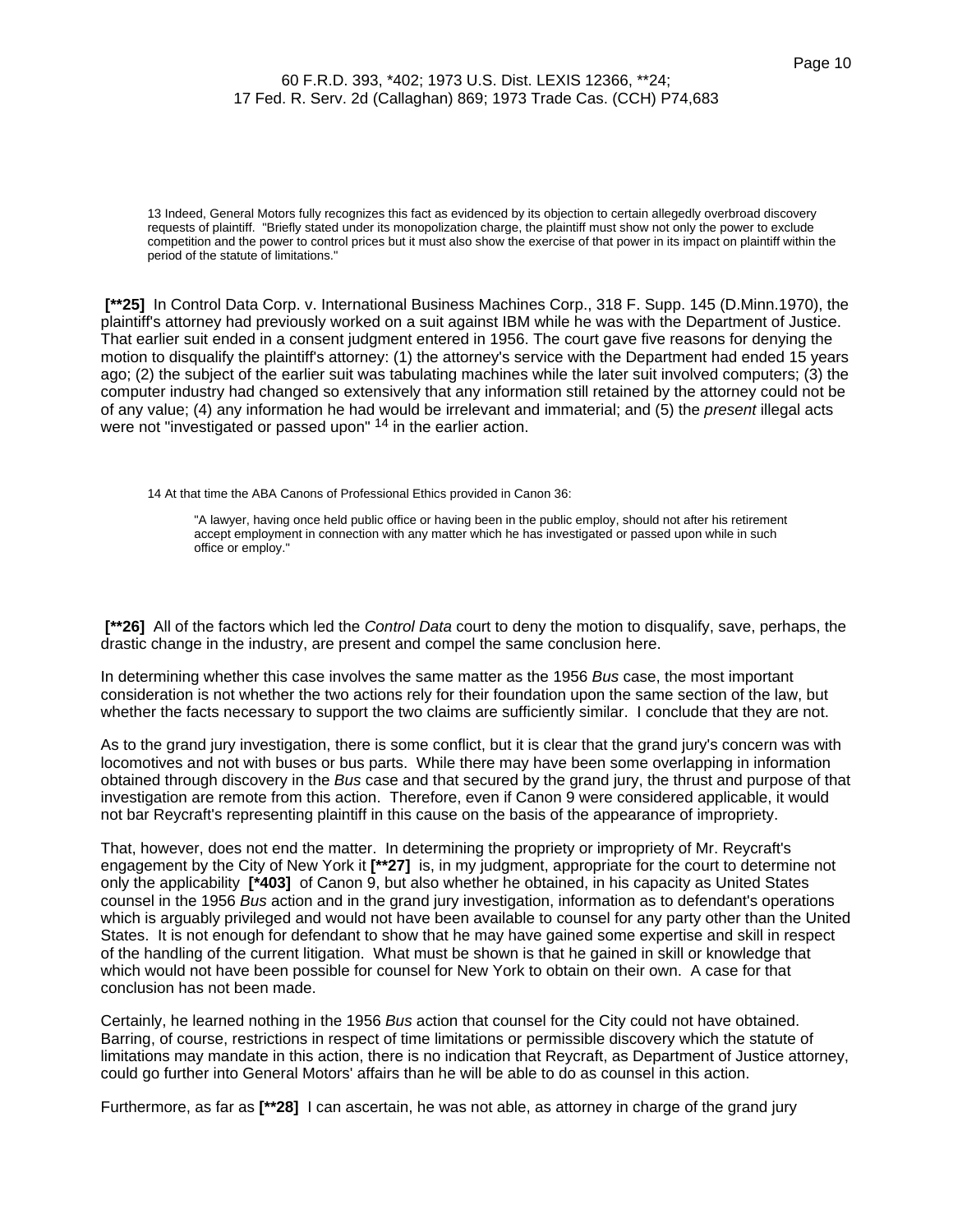13 Indeed, General Motors fully recognizes this fact as evidenced by its objection to certain allegedly overbroad discovery requests of plaintiff. "Briefly stated under its monopolization charge, the plaintiff must show not only the power to exclude competition and the power to control prices but it must also show the exercise of that power in its impact on plaintiff within the period of the statute of limitations."

**[\*\*25]** In Control Data Corp. v. International Business Machines Corp., 318 F. Supp. 145 (D.Minn.1970), the plaintiff's attorney had previously worked on a suit against IBM while he was with the Department of Justice. That earlier suit ended in a consent judgment entered in 1956. The court gave five reasons for denying the motion to disqualify the plaintiff's attorney: (1) the attorney's service with the Department had ended 15 years ago; (2) the subject of the earlier suit was tabulating machines while the later suit involved computers; (3) the computer industry had changed so extensively that any information still retained by the attorney could not be of any value; (4) any information he had would be irrelevant and immaterial; and (5) the *present* illegal acts were not "investigated or passed upon" [14] in the earlier action.

14 At that time the ABA Canons of Professional Ethics provided in Canon 36:

> "A lawyer, having once held public office or having been in the public employ, should not after his retirement accept employment in connection with any matter which he has investigated or passed upon while in such office or employ."

**[\*\*26]** All of the factors which led the *Control Data* court to deny the motion to disqualify, save, perhaps, the drastic change in the industry, are present and compel the same conclusion here.

In determining whether this case involves the same matter as the 1956 *Bus* case, the most important consideration is not whether the two actions rely for their foundation upon the same section of the law, but whether the facts necessary to support the two claims are sufficiently similar. I conclude that they are not.

As to the grand jury investigation, there is some conflict, but it is clear that the grand jury's concern was with locomotives and not with buses or bus parts. While there may have been some overlapping in information obtained through discovery in the *Bus* case and that secured by the grand jury, the thrust and purpose of that investigation are remote from this action. Therefore, even if Canon 9 were considered applicable, it would not bar Reycraft's representing plaintiff in this cause on the basis of the appearance of impropriety.

That, however, does not end the matter. In determining the propriety or impropriety of Mr. Reycraft's engagement by the City of New York it **[\*\*27]** is, in my judgment, appropriate for the court to determine not only the applicability **[\*403]** of Canon 9, but also whether he obtained, in his capacity as United States counsel in the 1956 *Bus* action and in the grand jury investigation, information as to defendant's operations which is arguably privileged and would not have been available to counsel for any party other than the United States. It is not enough for defendant to show that he may have gained some expertise and skill in respect of the handling of the current litigation. What must be shown is that he gained in skill or knowledge that which would not have been possible for counsel for New York to obtain on their own. A case for that conclusion has not been made.

Certainly, he learned nothing in the 1956 *Bus* action that counsel for the City could not have obtained. Barring, of course, restrictions in respect of time limitations or permissible discovery which the statute of limitations may mandate in this action, there is no indication that Reycraft, as Department of Justice attorney, could go further into General Motors' affairs than he will be able to do as counsel in this action.

Furthermore, as far as **[\*\*28]** I can ascertain, he was not able, as attorney in charge of the grand jury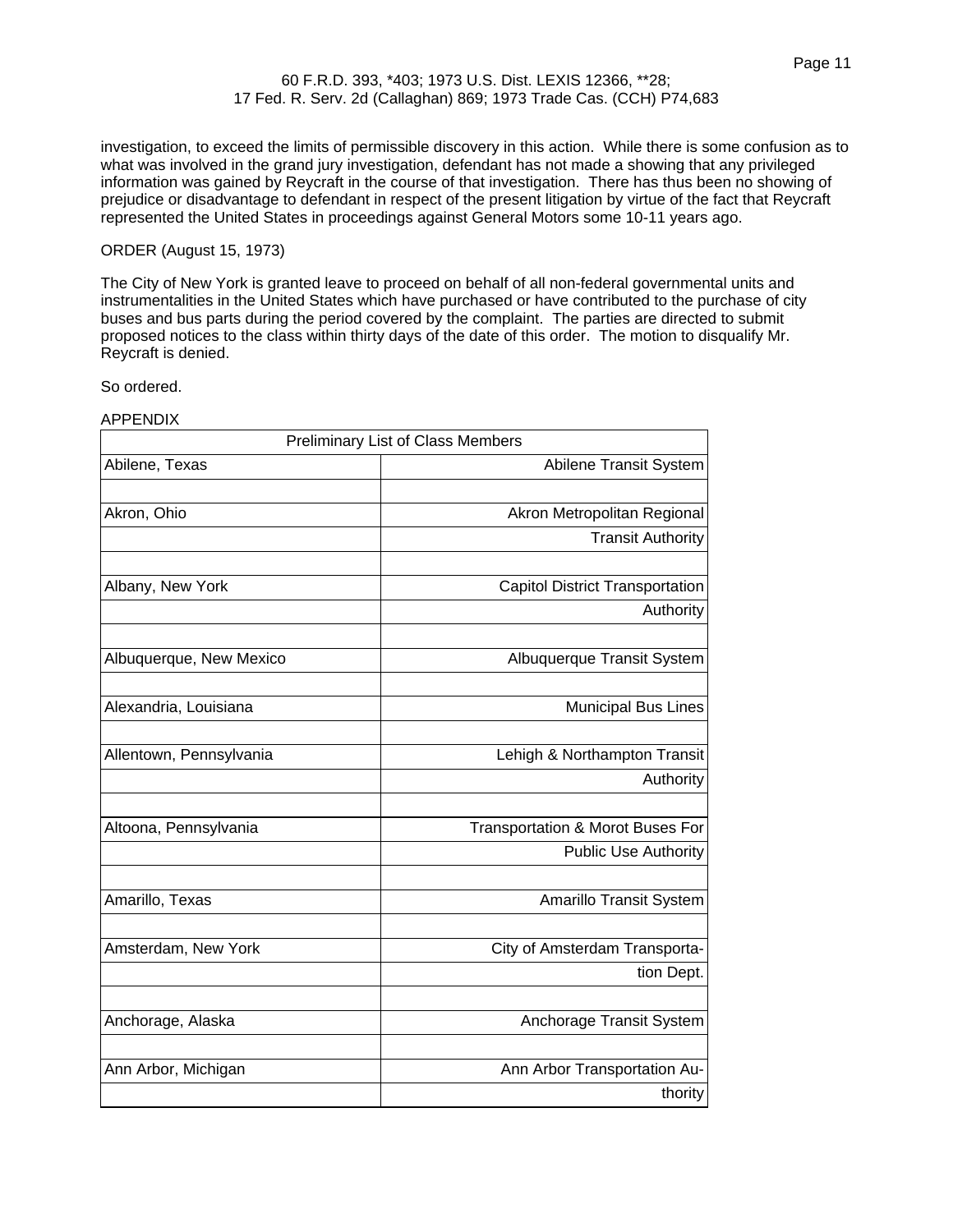investigation, to exceed the limits of permissible discovery in this action. While there is some confusion as to what was involved in the grand jury investigation, defendant has not made a showing that any privileged information was gained by Reycraft in the course of that investigation. There has thus been no showing of prejudice or disadvantage to defendant in respect of the present litigation by virtue of the fact that Reycraft represented the United States in proceedings against General Motors some 10-11 years ago.

ORDER (August 15, 1973)

The City of New York is granted leave to proceed on behalf of all non-federal governmental units and instrumentalities in the United States which have purchased or have contributed to the purchase of city buses and bus parts during the period covered by the complaint. The parties are directed to submit proposed notices to the class within thirty days of the date of this order. The motion to disqualify Mr. Reycraft is denied.

So ordered.

APPENDIX

| Preliminary List of Class Members | |
|---|---|
| Abilene, Texas | Abilene Transit System |
| Akron, Ohio | Akron Metropolitan Regional Transit Authority |
| Albany, New York | Capitol District Transportation Authority |
| Albuquerque, New Mexico | Albuquerque Transit System |
| Alexandria, Louisiana | Municipal Bus Lines |
| Allentown, Pennsylvania | Lehigh & Northampton Transit Authority |
| Altoona, Pennsylvania | Transportation & Morot Buses For Public Use Authority |
| Amarillo, Texas | Amarillo Transit System |
| Amsterdam, New York | City of Amsterdam Transportation Dept. |
| Anchorage, Alaska | Anchorage Transit System |
| Ann Arbor, Michigan | Ann Arbor Transportation Authority |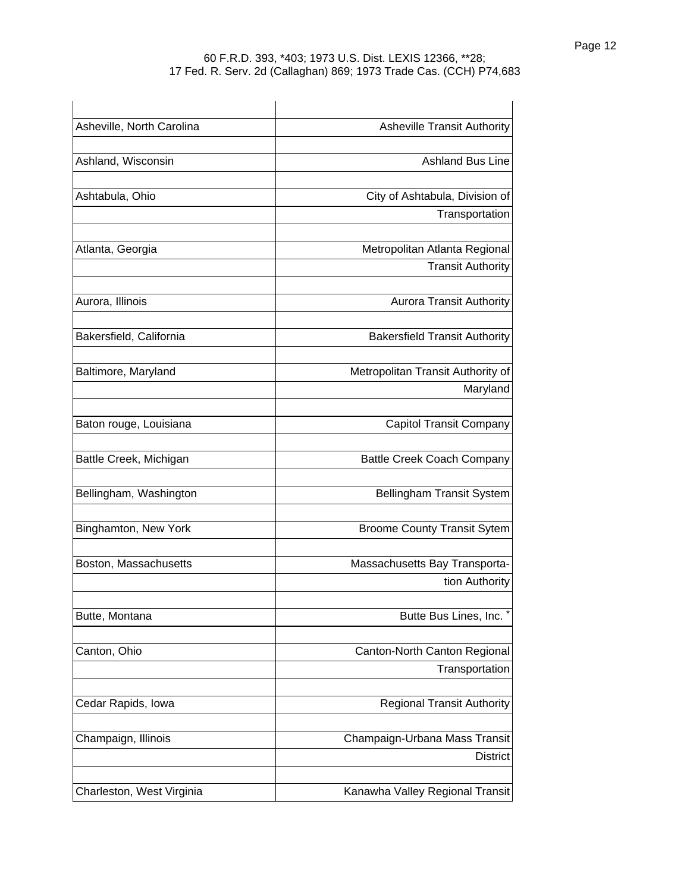| | |
|---|---|
| Asheville, North Carolina | Asheville Transit Authority |
| Ashland, Wisconsin | Ashland Bus Line |
| Ashtabula, Ohio | City of Ashtabula, Division of Transportation |
| Atlanta, Georgia | Metropolitan Atlanta Regional Transit Authority |
| Aurora, Illinois | Aurora Transit Authority |
| Bakersfield, California | Bakersfield Transit Authority |
| Baltimore, Maryland | Metropolitan Transit Authority of Maryland |
| Baton rouge, Louisiana | Capitol Transit Company |
| Battle Creek, Michigan | Battle Creek Coach Company |
| Bellingham, Washington | Bellingham Transit System |
| Binghamton, New York | Broome County Transit Sytem |
| Boston, Massachusetts | Massachusetts Bay Transportation Authority |
| Butte, Montana | Butte Bus Lines, Inc. * |
| Canton, Ohio | Canton-North Canton Regional Transportation |
| Cedar Rapids, Iowa | Regional Transit Authority |
| Champaign, Illinois | Champaign-Urbana Mass Transit District |
| Charleston, West Virginia | Kanawha Valley Regional Transit |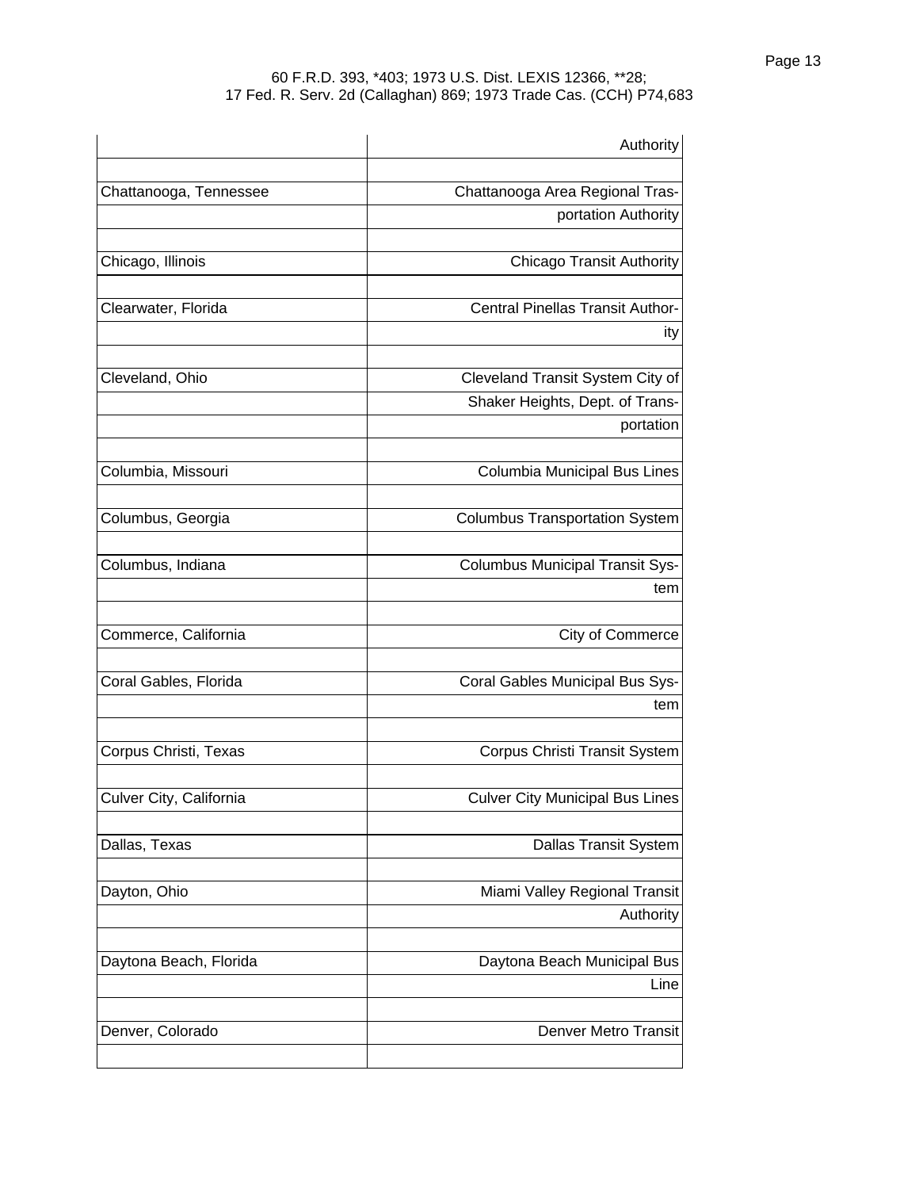| | |
|---|---|
| | Authority |
| Chattanooga, Tennessee | Chattanooga Area Regional Tras-portation Authority |
| Chicago, Illinois | Chicago Transit Authority |
| Clearwater, Florida | Central Pinellas Transit Author-ity |
| Cleveland, Ohio | Cleveland Transit System City of Shaker Heights, Dept. of Trans-portation |
| Columbia, Missouri | Columbia Municipal Bus Lines |
| Columbus, Georgia | Columbus Transportation System |
| Columbus, Indiana | Columbus Municipal Transit Sys-tem |
| Commerce, California | City of Commerce |
| Coral Gables, Florida | Coral Gables Municipal Bus Sys-tem |
| Corpus Christi, Texas | Corpus Christi Transit System |
| Culver City, California | Culver City Municipal Bus Lines |
| Dallas, Texas | Dallas Transit System |
| Dayton, Ohio | Miami Valley Regional Transit Authority |
| Daytona Beach, Florida | Daytona Beach Municipal Bus Line |
| Denver, Colorado | Denver Metro Transit |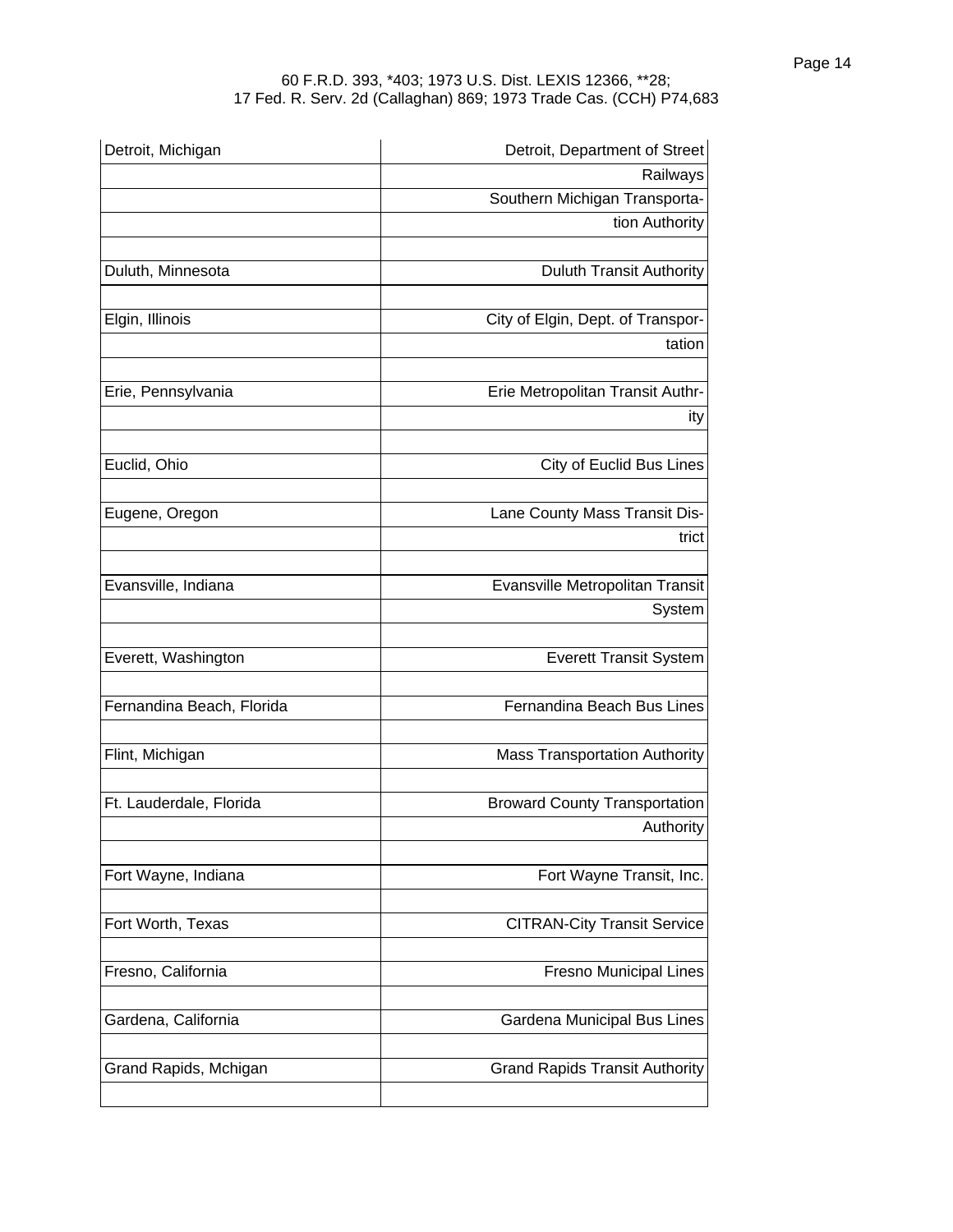| | |
|---|---|
| Detroit, Michigan | Detroit, Department of Street Railways |
| | Southern Michigan Transportation Authority |
| Duluth, Minnesota | Duluth Transit Authority |
| Elgin, Illinois | City of Elgin, Dept. of Transportation |
| Erie, Pennsylvania | Erie Metropolitan Transit Authrity |
| Euclid, Ohio | City of Euclid Bus Lines |
| Eugene, Oregon | Lane County Mass Transit District |
| Evansville, Indiana | Evansville Metropolitan Transit System |
| Everett, Washington | Everett Transit System |
| Fernandina Beach, Florida | Fernandina Beach Bus Lines |
| Flint, Michigan | Mass Transportation Authority |
| Ft. Lauderdale, Florida | Broward County Transportation Authority |
| Fort Wayne, Indiana | Fort Wayne Transit, Inc. |
| Fort Worth, Texas | CITRAN-City Transit Service |
| Fresno, California | Fresno Municipal Lines |
| Gardena, California | Gardena Municipal Bus Lines |
| Grand Rapids, Mchigan | Grand Rapids Transit Authority |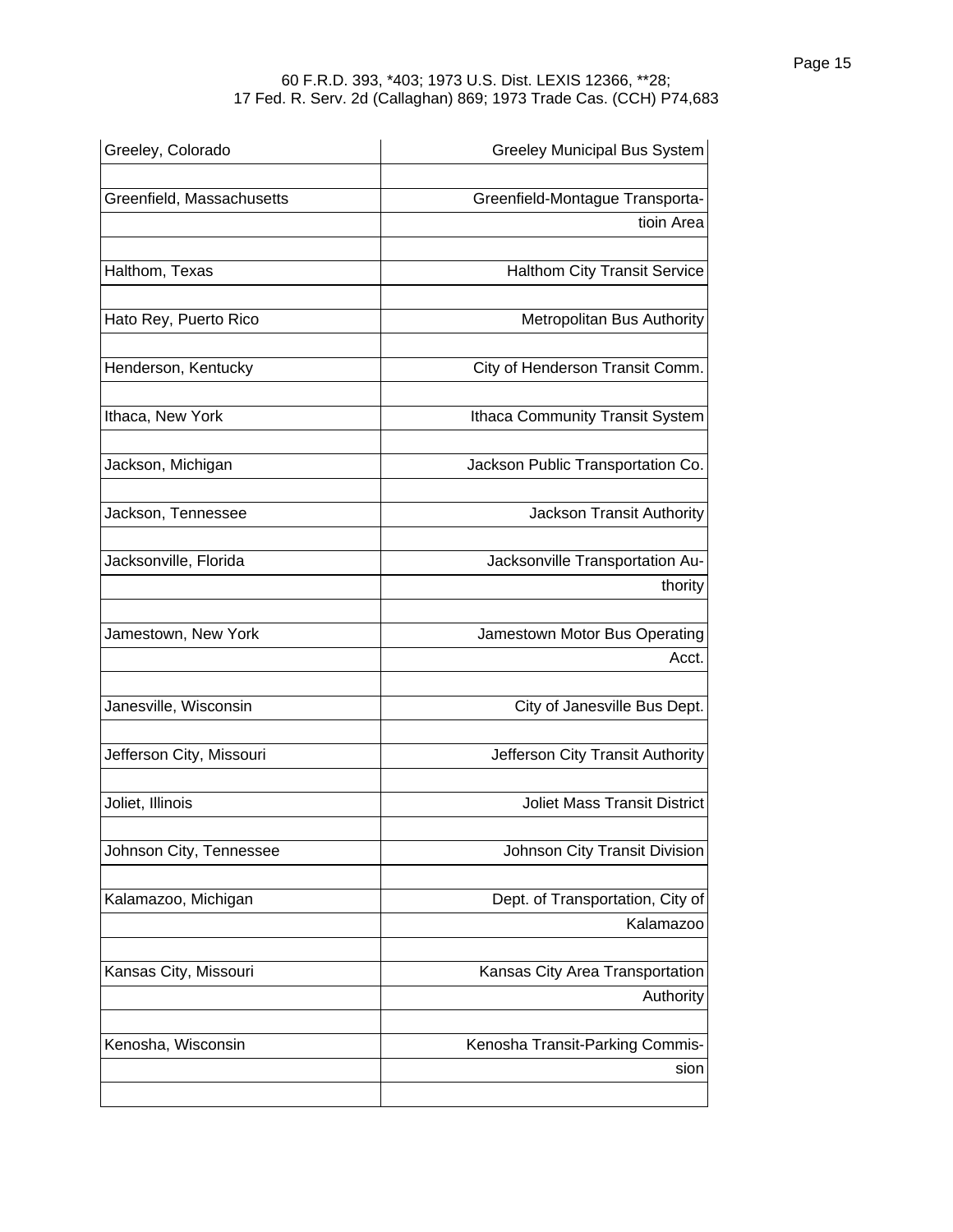| | |
|---|---|
| Greeley, Colorado | Greeley Municipal Bus System |
| Greenfield, Massachusetts | Greenfield-Montague Transporta- tioin Area |
| Halthom, Texas | Halthom City Transit Service |
| Hato Rey, Puerto Rico | Metropolitan Bus Authority |
| Henderson, Kentucky | City of Henderson Transit Comm. |
| Ithaca, New York | Ithaca Community Transit System |
| Jackson, Michigan | Jackson Public Transportation Co. |
| Jackson, Tennessee | Jackson Transit Authority |
| Jacksonville, Florida | Jacksonville Transportation Au- thority |
| Jamestown, New York | Jamestown Motor Bus Operating Acct. |
| Janesville, Wisconsin | City of Janesville Bus Dept. |
| Jefferson City, Missouri | Jefferson City Transit Authority |
| Joliet, Illinois | Joliet Mass Transit District |
| Johnson City, Tennessee | Johnson City Transit Division |
| Kalamazoo, Michigan | Dept. of Transportation, City of Kalamazoo |
| Kansas City, Missouri | Kansas City Area Transportation Authority |
| Kenosha, Wisconsin | Kenosha Transit-Parking Commis- sion |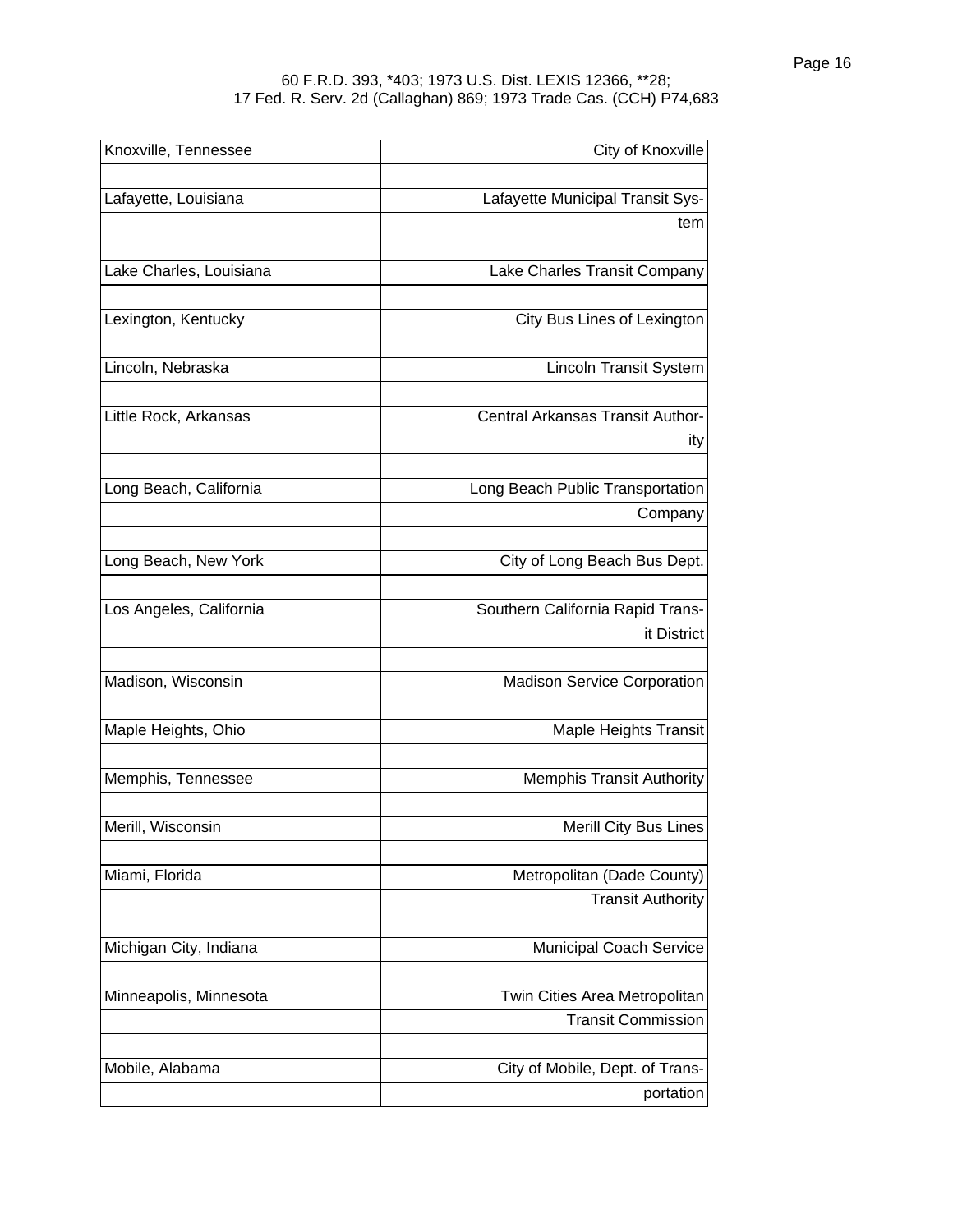| | |
|---|---|
| Knoxville, Tennessee | City of Knoxville |
| Lafayette, Louisiana | Lafayette Municipal Transit System |
| Lake Charles, Louisiana | Lake Charles Transit Company |
| Lexington, Kentucky | City Bus Lines of Lexington |
| Lincoln, Nebraska | Lincoln Transit System |
| Little Rock, Arkansas | Central Arkansas Transit Authority |
| Long Beach, California | Long Beach Public Transportation Company |
| Long Beach, New York | City of Long Beach Bus Dept. |
| Los Angeles, California | Southern California Rapid Transit District |
| Madison, Wisconsin | Madison Service Corporation |
| Maple Heights, Ohio | Maple Heights Transit |
| Memphis, Tennessee | Memphis Transit Authority |
| Merill, Wisconsin | Merill City Bus Lines |
| Miami, Florida | Metropolitan (Dade County) Transit Authority |
| Michigan City, Indiana | Municipal Coach Service |
| Minneapolis, Minnesota | Twin Cities Area Metropolitan Transit Commission |
| Mobile, Alabama | City of Mobile, Dept. of Transportation |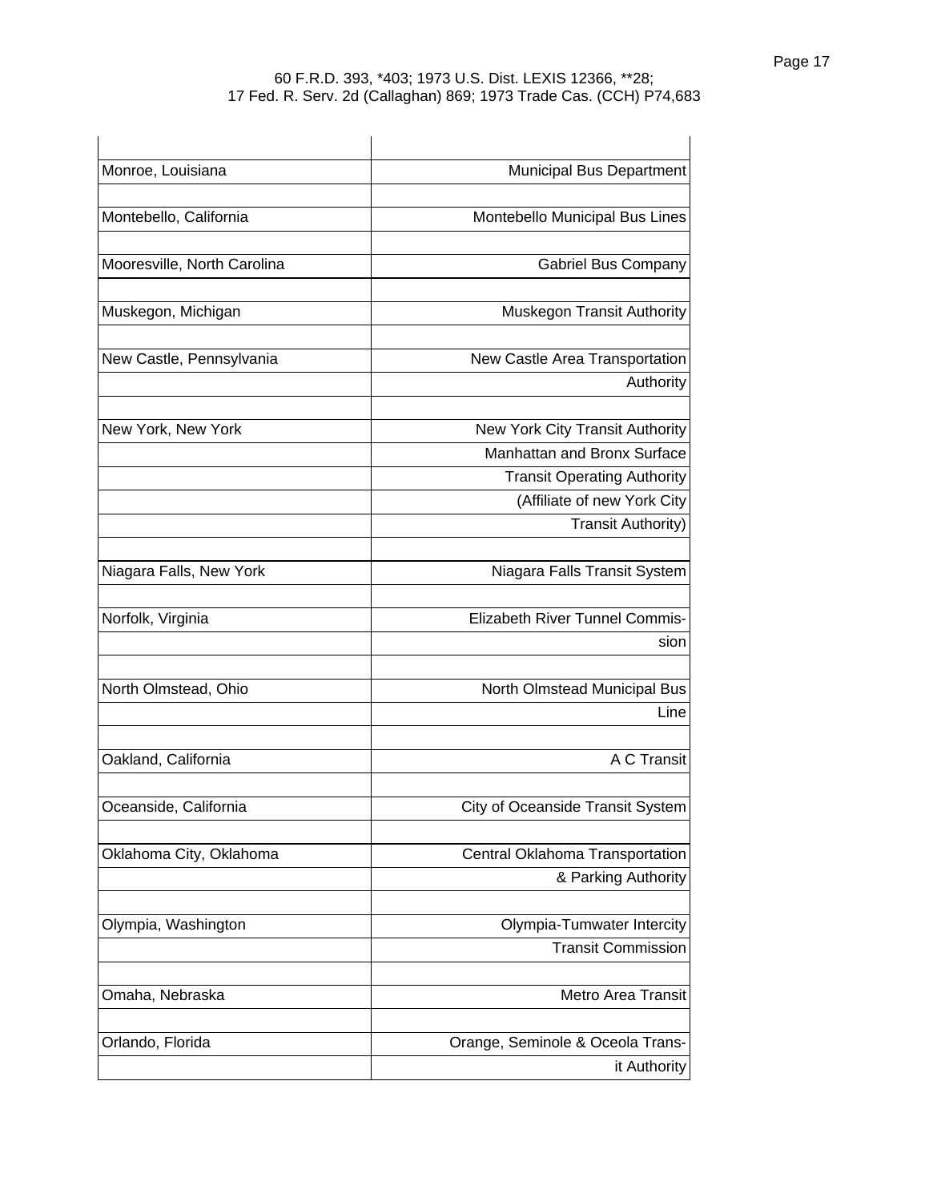| | |
|---|---|
| Monroe, Louisiana | Municipal Bus Department |
| Montebello, California | Montebello Municipal Bus Lines |
| Mooresville, North Carolina | Gabriel Bus Company |
| Muskegon, Michigan | Muskegon Transit Authority |
| New Castle, Pennsylvania | New Castle Area Transportation Authority |
| New York, New York | New York City Transit Authority Manhattan and Bronx Surface Transit Operating Authority (Affiliate of new York City Transit Authority) |
| Niagara Falls, New York | Niagara Falls Transit System |
| Norfolk, Virginia | Elizabeth River Tunnel Commission |
| North Olmstead, Ohio | North Olmstead Municipal Bus Line |
| Oakland, California | A C Transit |
| Oceanside, California | City of Oceanside Transit System |
| Oklahoma City, Oklahoma | Central Oklahoma Transportation & Parking Authority |
| Olympia, Washington | Olympia-Tumwater Intercity Transit Commission |
| Omaha, Nebraska | Metro Area Transit |
| Orlando, Florida | Orange, Seminole & Oceola Transit Authority |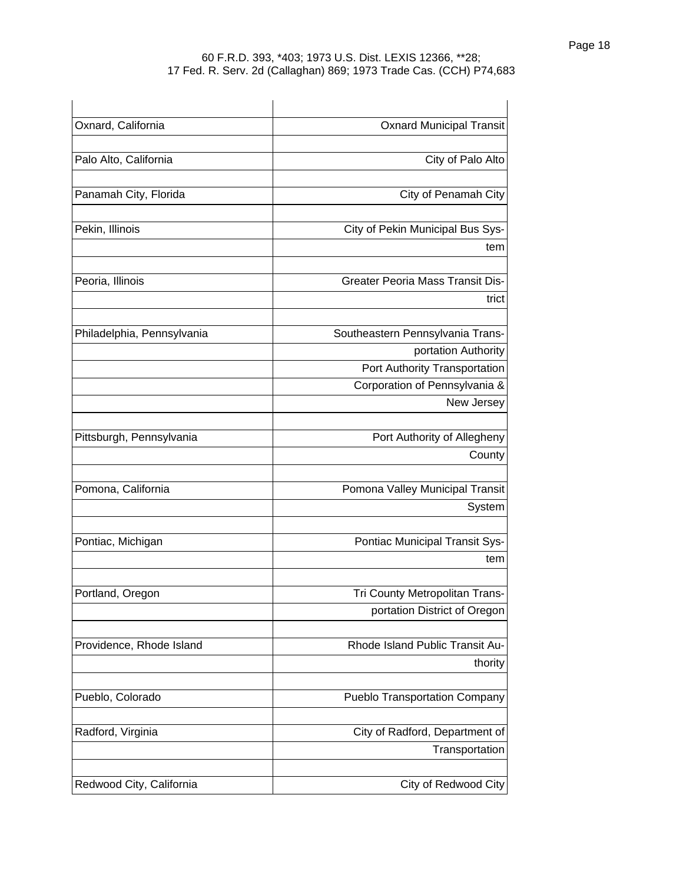| | |
|---|---|
| Oxnard, California | Oxnard Municipal Transit |
| Palo Alto, California | City of Palo Alto |
| Panamah City, Florida | City of Penamah City |
| Pekin, Illinois | City of Pekin Municipal Bus System |
| Peoria, Illinois | Greater Peoria Mass Transit District |
| Philadelphia, Pennsylvania | Southeastern Pennsylvania Transportation Authority |
| | Port Authority Transportation Corporation of Pennsylvania & New Jersey |
| Pittsburgh, Pennsylvania | Port Authority of Allegheny County |
| Pomona, California | Pomona Valley Municipal Transit System |
| Pontiac, Michigan | Pontiac Municipal Transit System |
| Portland, Oregon | Tri County Metropolitan Transportation District of Oregon |
| Providence, Rhode Island | Rhode Island Public Transit Authority |
| Pueblo, Colorado | Pueblo Transportation Company |
| Radford, Virginia | City of Radford, Department of Transportation |
| Redwood City, California | City of Redwood City |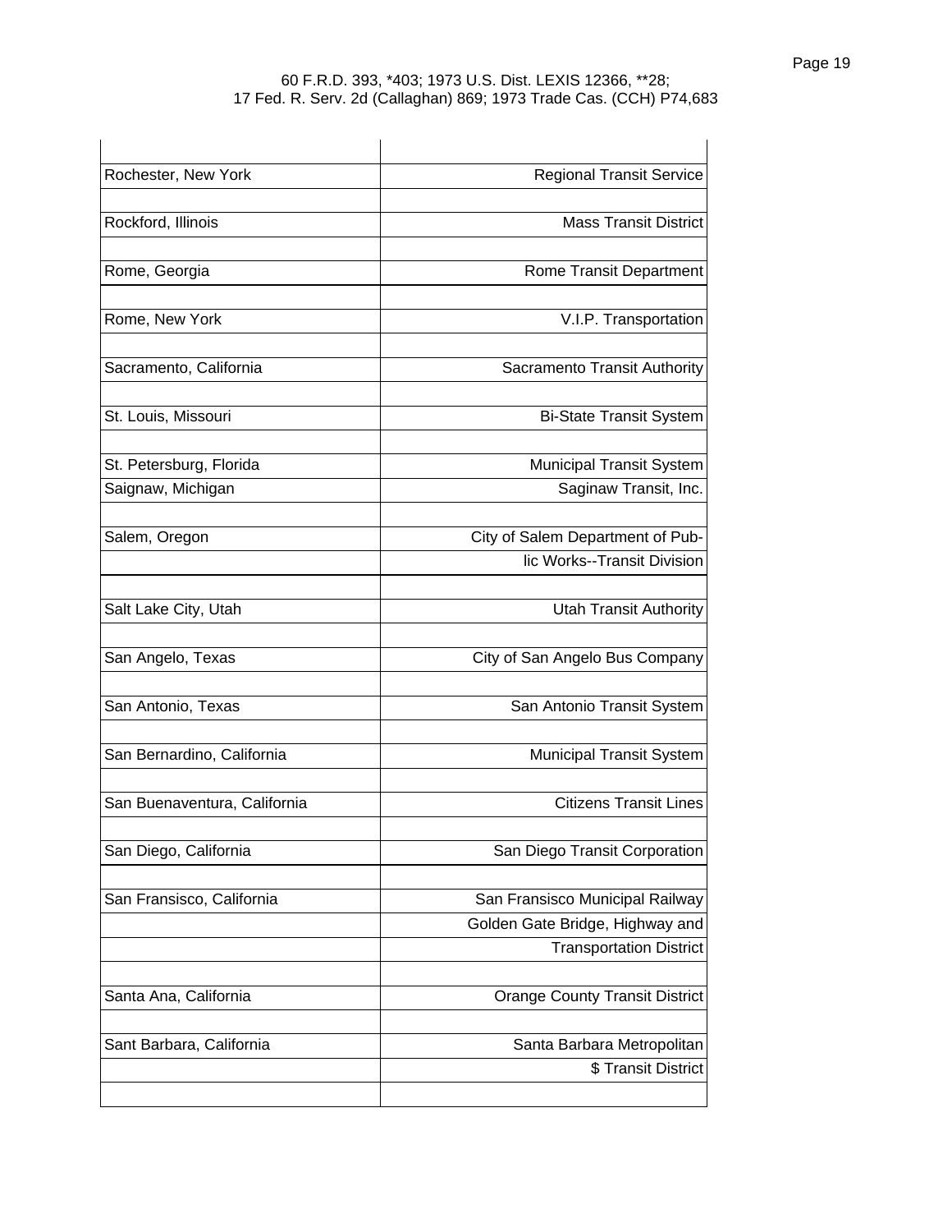| | |
|---|---|
| Rochester, New York | Regional Transit Service |
| | |
| Rockford, Illinois | Mass Transit District |
| | |
| Rome, Georgia | Rome Transit Department |
| | |
| Rome, New York | V.I.P. Transportation |
| | |
| Sacramento, California | Sacramento Transit Authority |
| | |
| St. Louis, Missouri | Bi-State Transit System |
| | |
| St. Petersburg, Florida | Municipal Transit System |
| Saignaw, Michigan | Saginaw Transit, Inc. |
| | |
| Salem, Oregon | City of Salem Department of Pub- |
| | lic Works--Transit Division |
| | |
| Salt Lake City, Utah | Utah Transit Authority |
| | |
| San Angelo, Texas | City of San Angelo Bus Company |
| | |
| San Antonio, Texas | San Antonio Transit System |
| | |
| San Bernardino, California | Municipal Transit System |
| | |
| San Buenaventura, California | Citizens Transit Lines |
| | |
| San Diego, California | San Diego Transit Corporation |
| | |
| San Fransisco, California | San Fransisco Municipal Railway |
| | Golden Gate Bridge, Highway and |
| | Transportation District |
| | |
| Santa Ana, California | Orange County Transit District |
| | |
| Sant Barbara, California | Santa Barbara Metropolitan |
| | $ Transit District |
| | |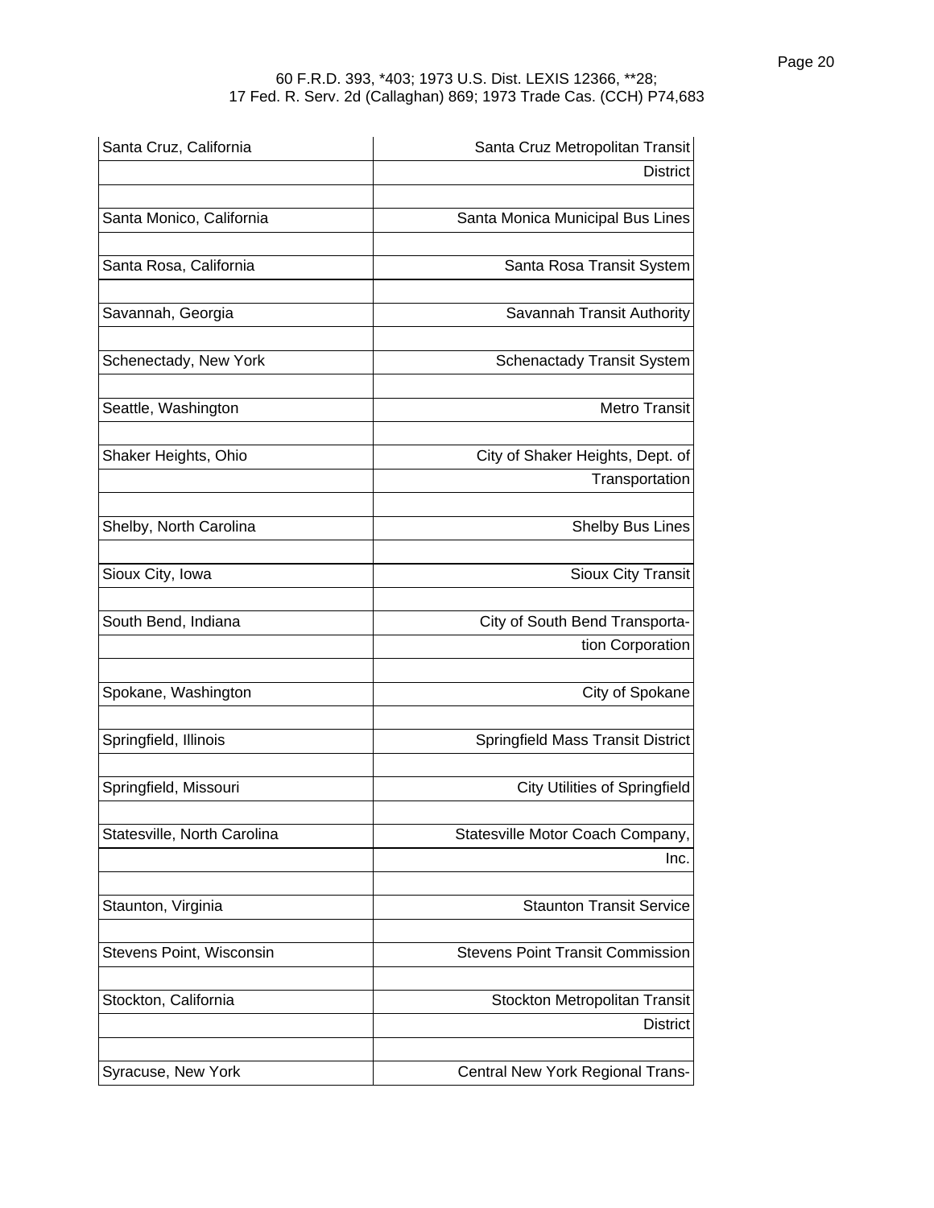| | |
|---|---|
| Santa Cruz, California | Santa Cruz Metropolitan Transit District |
| Santa Monica, California | Santa Monica Municipal Bus Lines |
| Santa Rosa, California | Santa Rosa Transit System |
| Savannah, Georgia | Savannah Transit Authority |
| Schenectady, New York | Schenactady Transit System |
| Seattle, Washington | Metro Transit |
| Shaker Heights, Ohio | City of Shaker Heights, Dept. of Transportation |
| Shelby, North Carolina | Shelby Bus Lines |
| Sioux City, Iowa | Sioux City Transit |
| South Bend, Indiana | City of South Bend Transportation Corporation |
| Spokane, Washington | City of Spokane |
| Springfield, Illinois | Springfield Mass Transit District |
| Springfield, Missouri | City Utilities of Springfield |
| Statesville, North Carolina | Statesville Motor Coach Company, Inc. |
| Staunton, Virginia | Staunton Transit Service |
| Stevens Point, Wisconsin | Stevens Point Transit Commission |
| Stockton, California | Stockton Metropolitan Transit District |
| Syracuse, New York | Central New York Regional Trans- |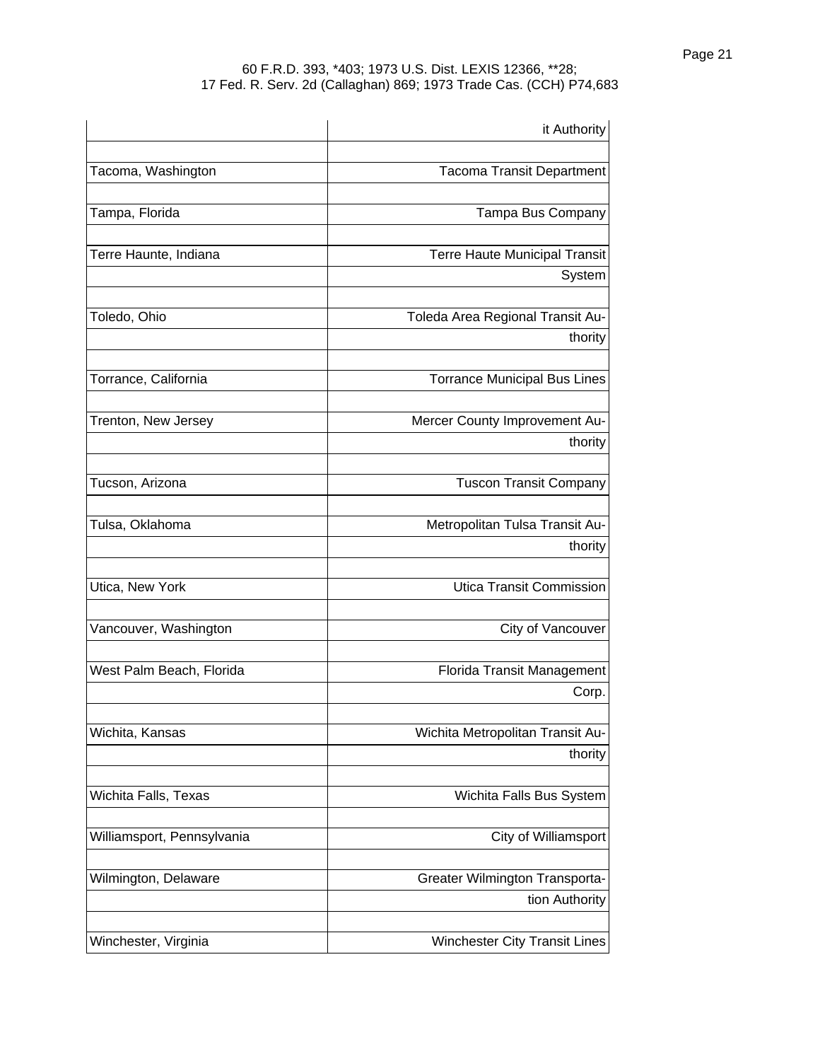| | |
|---|---|
| | it Authority |
| Tacoma, Washington | Tacoma Transit Department |
| Tampa, Florida | Tampa Bus Company |
| Terre Haunte, Indiana | Terre Haute Municipal Transit System |
| Toledo, Ohio | Toleda Area Regional Transit Authority |
| Torrance, California | Torrance Municipal Bus Lines |
| Trenton, New Jersey | Mercer County Improvement Authority |
| Tucson, Arizona | Tuscon Transit Company |
| Tulsa, Oklahoma | Metropolitan Tulsa Transit Authority |
| Utica, New York | Utica Transit Commission |
| Vancouver, Washington | City of Vancouver |
| West Palm Beach, Florida | Florida Transit Management Corp. |
| Wichita, Kansas | Wichita Metropolitan Transit Authority |
| Wichita Falls, Texas | Wichita Falls Bus System |
| Williamsport, Pennsylvania | City of Williamsport |
| Wilmington, Delaware | Greater Wilmington Transportation Authority |
| Winchester, Virginia | Winchester City Transit Lines |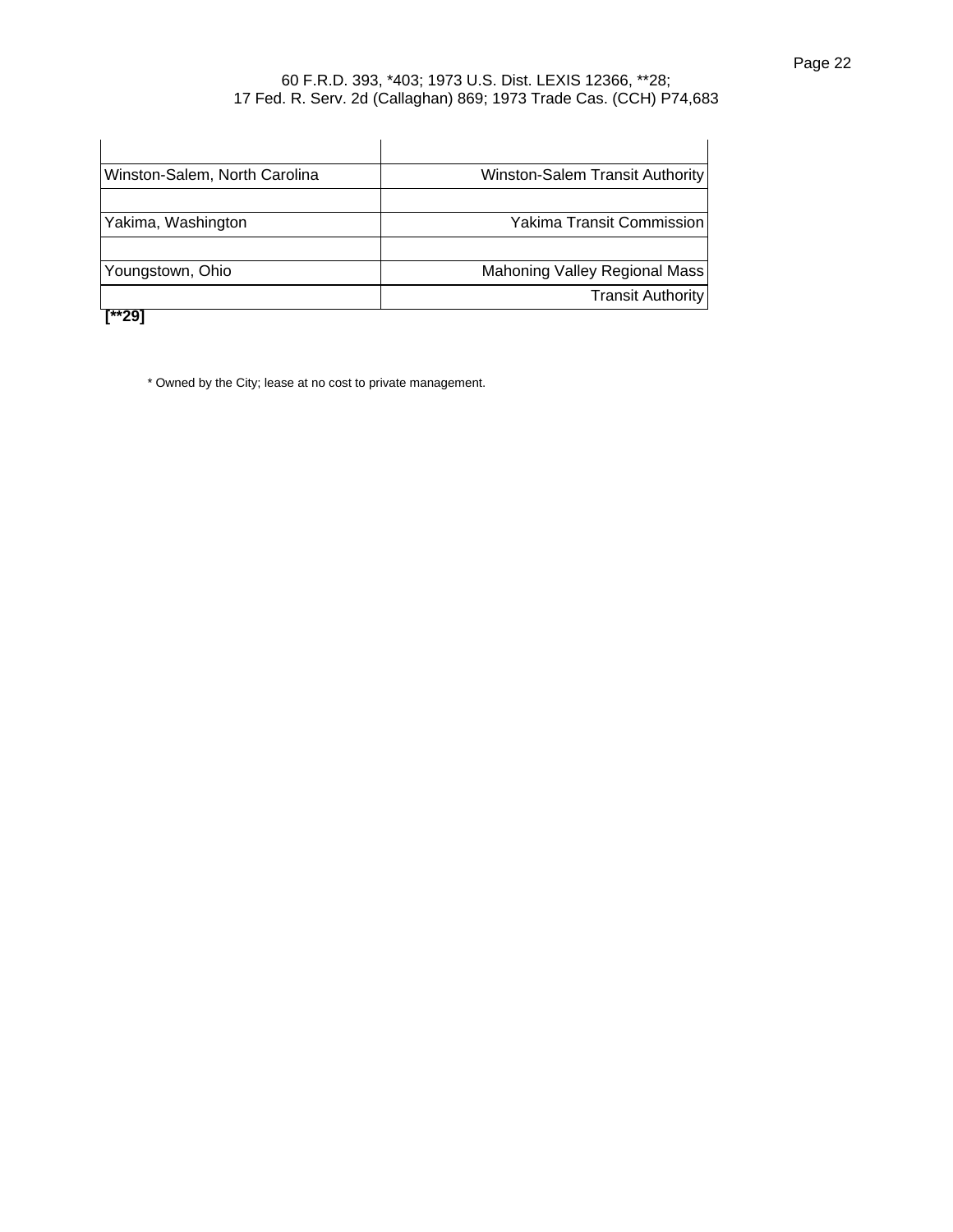| | |
|---|---|
| Winston-Salem, North Carolina | Winston-Salem Transit Authority |
| Yakima, Washington | Yakima Transit Commission |
| Youngstown, Ohio | Mahoning Valley Regional Mass Transit Authority |

**[**29]**

* Owned by the City; lease at no cost to private management.